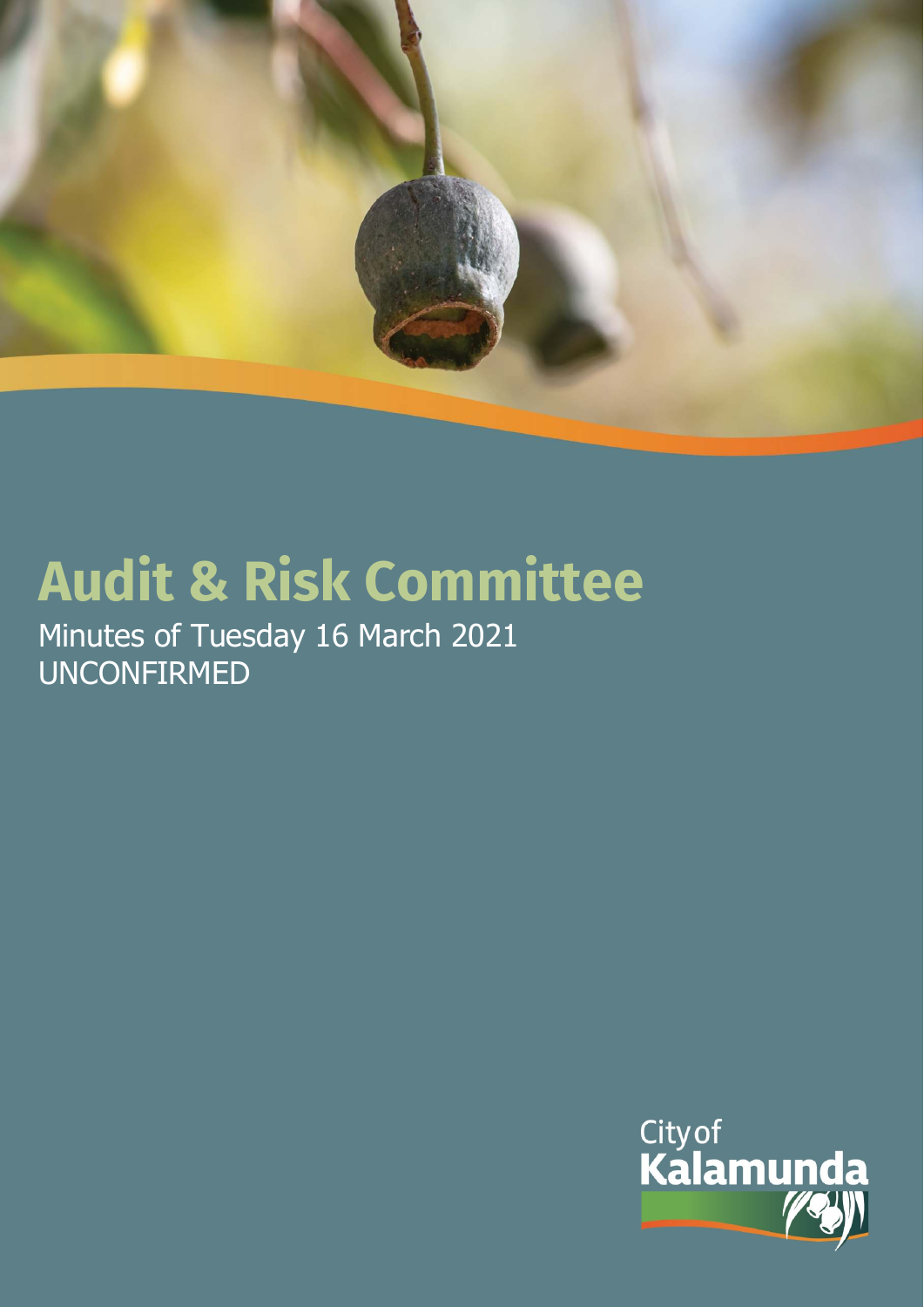# Audit & Risk Committee

Minutes of Tuesday 16 March 2021
UNCONFIRMED

City of
Kalamunda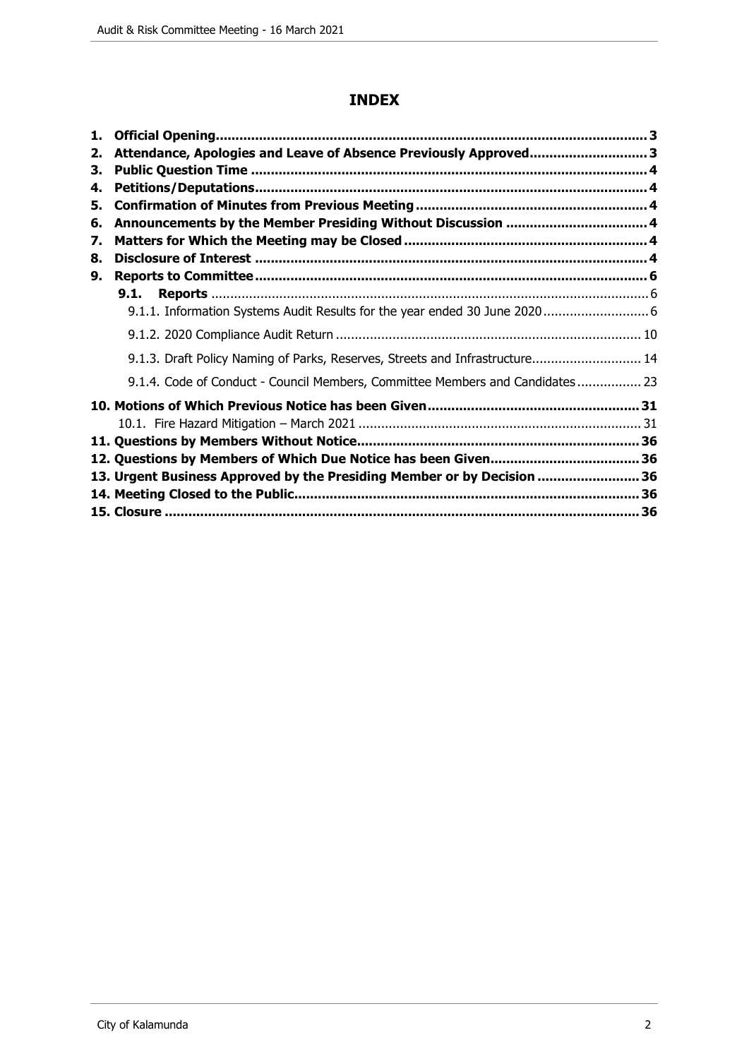# INDEX

1. **Official Opening** ..... 3
2. **Attendance, Apologies and Leave of Absence Previously Approved** ..... 3
3. **Public Question Time** ..... 4
4. **Petitions/Deputations** ..... 4
5. **Confirmation of Minutes from Previous Meeting** ..... 4
6. **Announcements by the Member Presiding Without Discussion** ..... 4
7. **Matters for Which the Meeting may be Closed** ..... 4
8. **Disclosure of Interest** ..... 4
9. **Reports to Committee** ..... 6
   - **9.1. Reports** ..... 6
     - 9.1.1. Information Systems Audit Results for the year ended 30 June 2020 ..... 6
     - 9.1.2. 2020 Compliance Audit Return ..... 10
     - 9.1.3. Draft Policy Naming of Parks, Reserves, Streets and Infrastructure ..... 14
     - 9.1.4. Code of Conduct - Council Members, Committee Members and Candidates ..... 23
10. **Motions of Which Previous Notice has been Given** ..... 31
    - 10.1. Fire Hazard Mitigation – March 2021 ..... 31
11. **Questions by Members Without Notice** ..... 36
12. **Questions by Members of Which Due Notice has been Given** ..... 36
13. **Urgent Business Approved by the Presiding Member or by Decision** ..... 36
14. **Meeting Closed to the Public** ..... 36
15. **Closure** ..... 36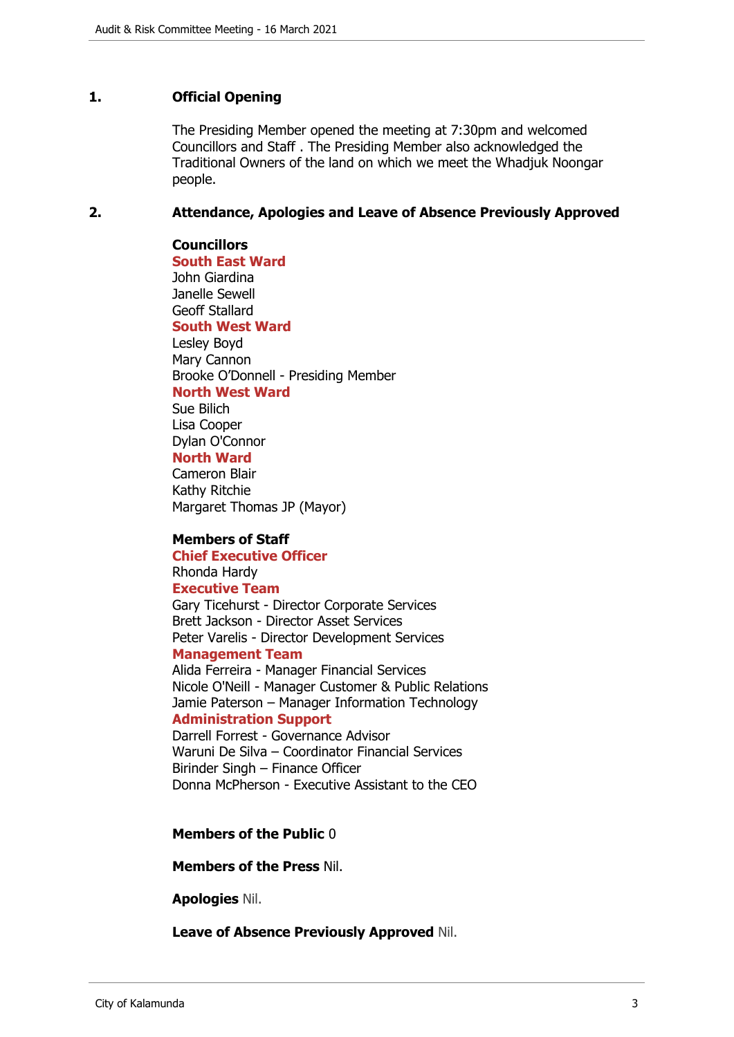## 1. Official Opening

The Presiding Member opened the meeting at 7:30pm and welcomed Councillors and Staff . The Presiding Member also acknowledged the Traditional Owners of the land on which we meet the Whadjuk Noongar people.

## 2. Attendance, Apologies and Leave of Absence Previously Approved

**Councillors**

**South East Ward**
John Giardina
Janelle Sewell
Geoff Stallard

**South West Ward**
Lesley Boyd
Mary Cannon
Brooke O'Donnell - Presiding Member

**North West Ward**
Sue Bilich
Lisa Cooper
Dylan O'Connor

**North Ward**
Cameron Blair
Kathy Ritchie
Margaret Thomas JP (Mayor)

**Members of Staff**

**Chief Executive Officer**
Rhonda Hardy

**Executive Team**
Gary Ticehurst - Director Corporate Services
Brett Jackson - Director Asset Services
Peter Varelis - Director Development Services

**Management Team**
Alida Ferreira - Manager Financial Services
Nicole O'Neill - Manager Customer & Public Relations
Jamie Paterson – Manager Information Technology

**Administration Support**
Darrell Forrest - Governance Advisor
Waruni De Silva – Coordinator Financial Services
Birinder Singh – Finance Officer
Donna McPherson - Executive Assistant to the CEO

**Members of the Public** 0

**Members of the Press** Nil.

**Apologies** Nil.

**Leave of Absence Previously Approved** Nil.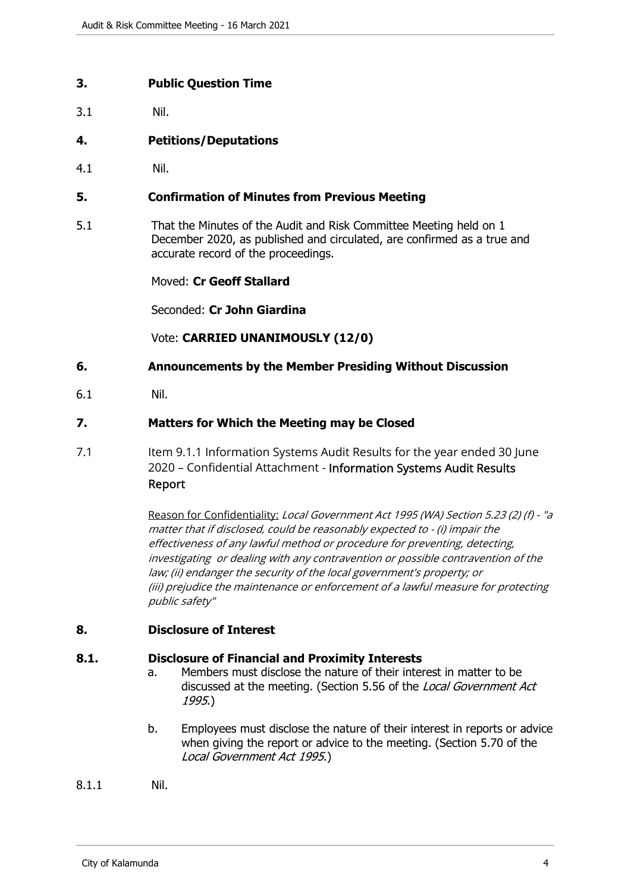## 3. Public Question Time

3.1 Nil.

## 4. Petitions/Deputations

4.1 Nil.

## 5. Confirmation of Minutes from Previous Meeting

5.1 That the Minutes of the Audit and Risk Committee Meeting held on 1 December 2020, as published and circulated, are confirmed as a true and accurate record of the proceedings.

Moved: **Cr Geoff Stallard**

Seconded: **Cr John Giardina**

Vote: **CARRIED UNANIMOUSLY (12/0)**

## 6. Announcements by the Member Presiding Without Discussion

6.1 Nil.

## 7. Matters for Which the Meeting may be Closed

7.1 Item 9.1.1 Information Systems Audit Results for the year ended 30 June 2020 – Confidential Attachment - Information Systems Audit Results Report

Reason for Confidentiality: *Local Government Act 1995 (WA) Section 5.23 (2) (f) - "a matter that if disclosed, could be reasonably expected to - (i) impair the effectiveness of any lawful method or procedure for preventing, detecting, investigating or dealing with any contravention or possible contravention of the law; (ii) endanger the security of the local government's property; or (iii) prejudice the maintenance or enforcement of a lawful measure for protecting public safety"*

## 8. Disclosure of Interest

### 8.1. Disclosure of Financial and Proximity Interests

a. Members must disclose the nature of their interest in matter to be discussed at the meeting. (Section 5.56 of the *Local Government Act 1995*.)

b. Employees must disclose the nature of their interest in reports or advice when giving the report or advice to the meeting. (Section 5.70 of the *Local Government Act 1995*.)

8.1.1 Nil.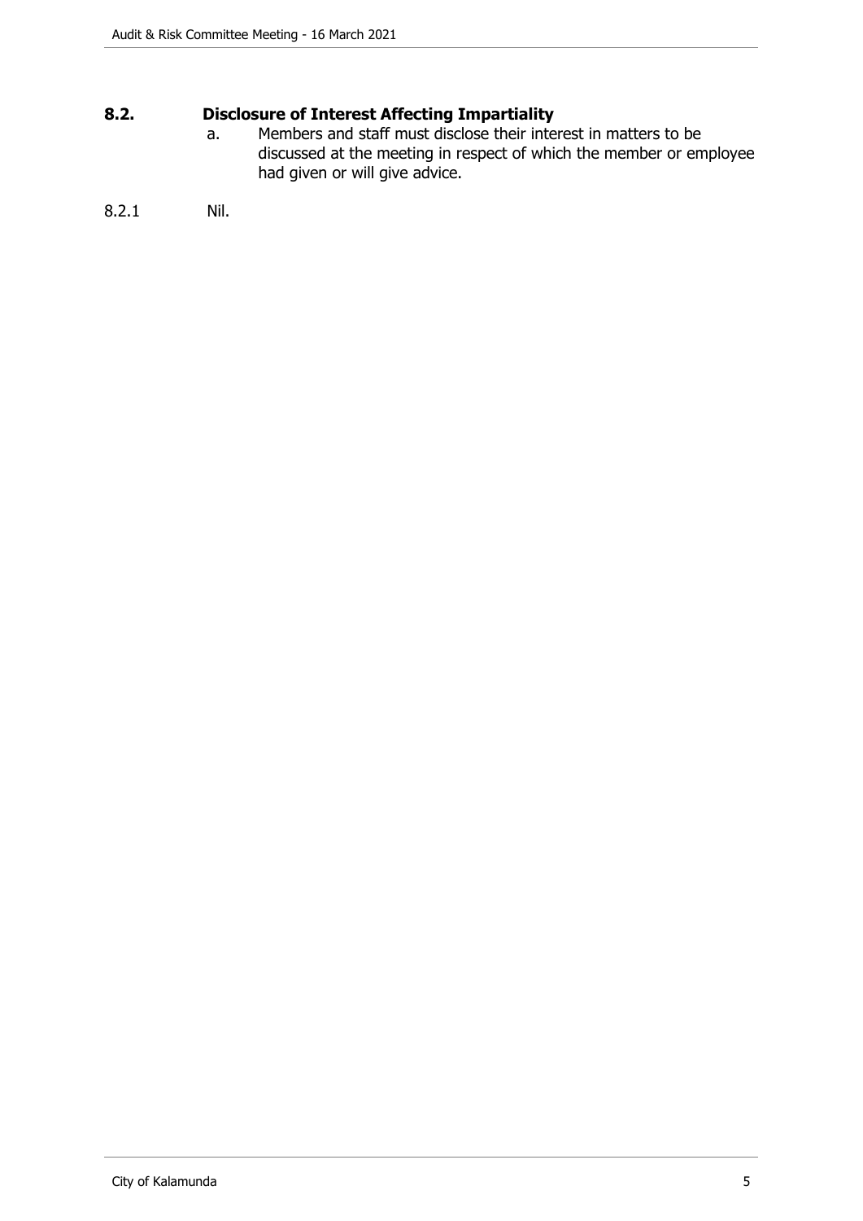## 8.2. Disclosure of Interest Affecting Impartiality

a. Members and staff must disclose their interest in matters to be discussed at the meeting in respect of which the member or employee had given or will give advice.

8.2.1 Nil.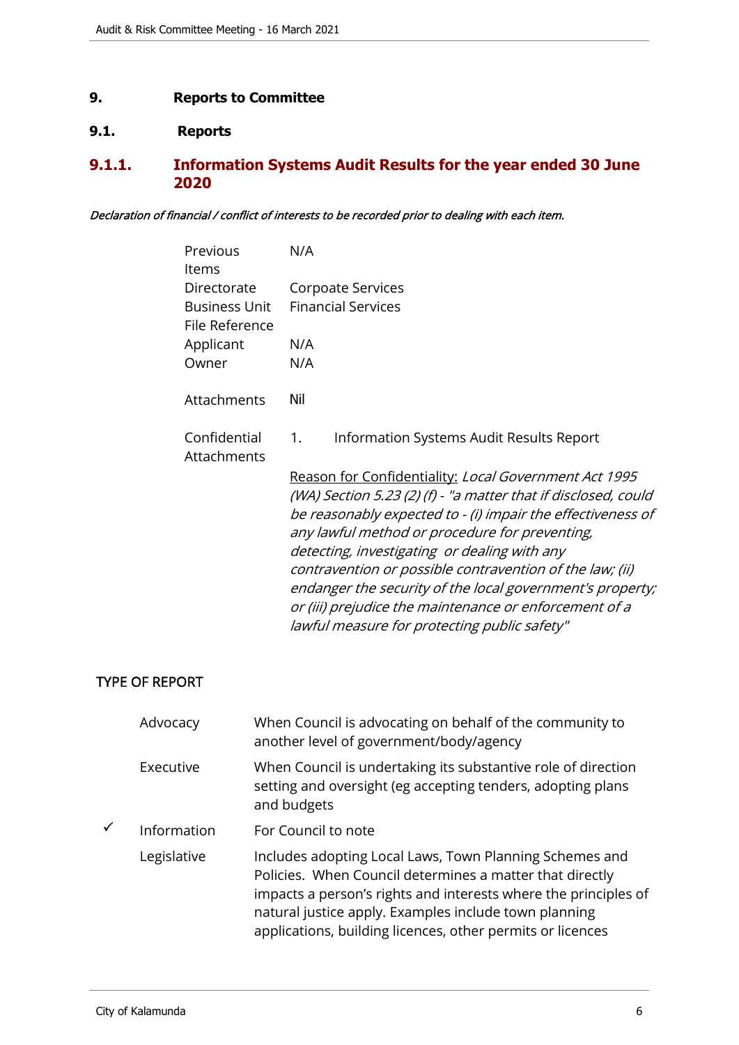# 9. Reports to Committee

## 9.1. Reports

### 9.1.1. Information Systems Audit Results for the year ended 30 June 2020

*Declaration of financial / conflict of interests to be recorded prior to dealing with each item.*

| | |
|---|---|
| Previous Items | N/A |
| Directorate | Corpoate Services |
| Business Unit | Financial Services |
| File Reference | |
| Applicant | N/A |
| Owner | N/A |
| Attachments | Nil |
| Confidential Attachments | 1. Information Systems Audit Results Report |

Reason for Confidentiality: *Local Government Act 1995 (WA) Section 5.23 (2) (f) - "a matter that if disclosed, could be reasonably expected to - (i) impair the effectiveness of any lawful method or procedure for preventing, detecting, investigating or dealing with any contravention or possible contravention of the law; (ii) endanger the security of the local government's property; or (iii) prejudice the maintenance or enforcement of a lawful measure for protecting public safety"*

TYPE OF REPORT

| | | |
|---|---|---|
| | Advocacy | When Council is advocating on behalf of the community to another level of government/body/agency |
| | Executive | When Council is undertaking its substantive role of direction setting and oversight (eg accepting tenders, adopting plans and budgets |
| ✓ | Information | For Council to note |
| | Legislative | Includes adopting Local Laws, Town Planning Schemes and Policies. When Council determines a matter that directly impacts a person's rights and interests where the principles of natural justice apply. Examples include town planning applications, building licences, other permits or licences |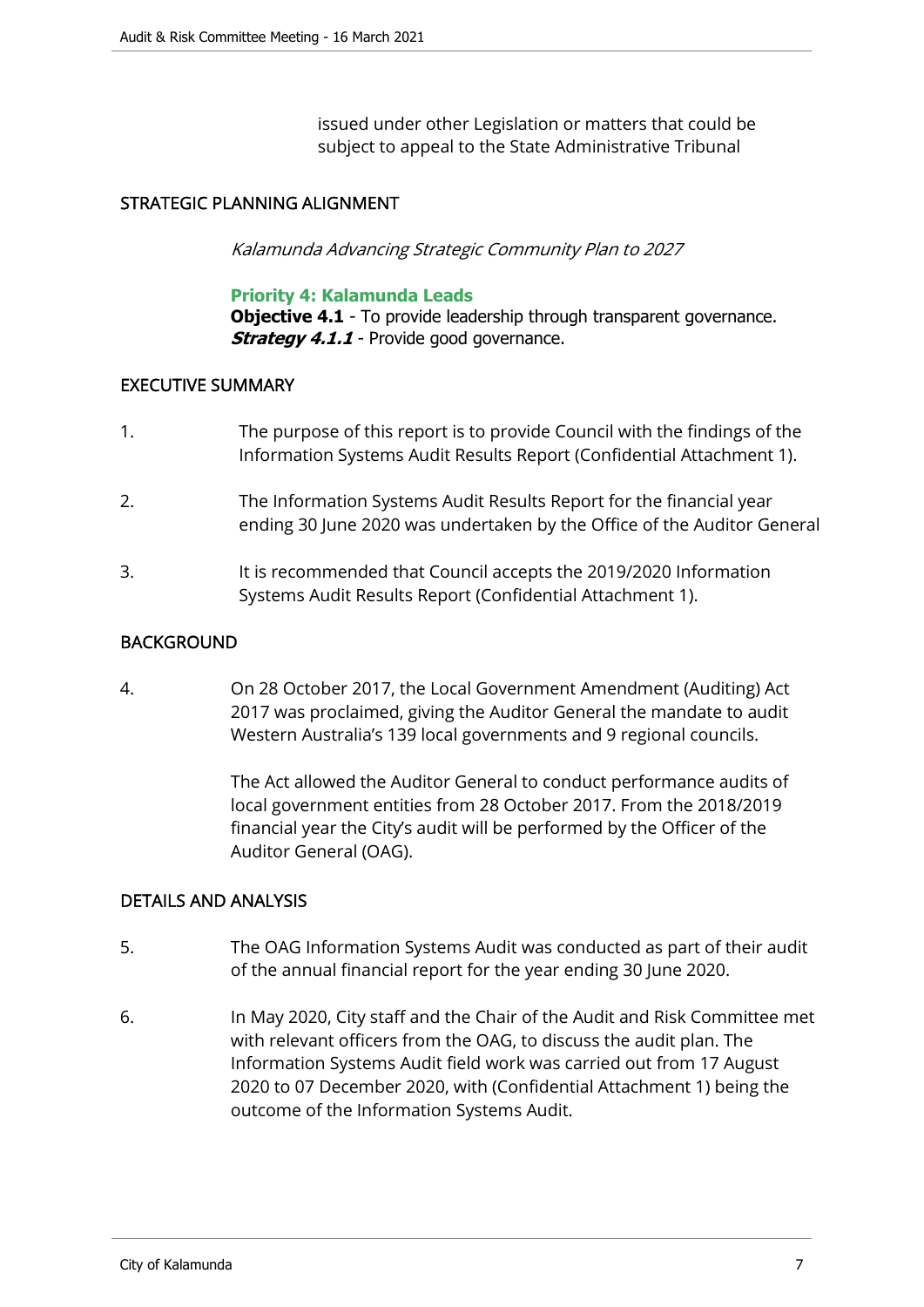issued under other Legislation or matters that could be subject to appeal to the State Administrative Tribunal

## STRATEGIC PLANNING ALIGNMENT

*Kalamunda Advancing Strategic Community Plan to 2027*

**Priority 4: Kalamunda Leads**
**Objective 4.1** - To provide leadership through transparent governance.
***Strategy 4.1.1*** - Provide good governance.

## EXECUTIVE SUMMARY

1. The purpose of this report is to provide Council with the findings of the Information Systems Audit Results Report (Confidential Attachment 1).

2. The Information Systems Audit Results Report for the financial year ending 30 June 2020 was undertaken by the Office of the Auditor General

3. It is recommended that Council accepts the 2019/2020 Information Systems Audit Results Report (Confidential Attachment 1).

## BACKGROUND

4. On 28 October 2017, the Local Government Amendment (Auditing) Act 2017 was proclaimed, giving the Auditor General the mandate to audit Western Australia's 139 local governments and 9 regional councils.

   The Act allowed the Auditor General to conduct performance audits of local government entities from 28 October 2017. From the 2018/2019 financial year the City's audit will be performed by the Officer of the Auditor General (OAG).

## DETAILS AND ANALYSIS

5. The OAG Information Systems Audit was conducted as part of their audit of the annual financial report for the year ending 30 June 2020.

6. In May 2020, City staff and the Chair of the Audit and Risk Committee met with relevant officers from the OAG, to discuss the audit plan. The Information Systems Audit field work was carried out from 17 August 2020 to 07 December 2020, with (Confidential Attachment 1) being the outcome of the Information Systems Audit.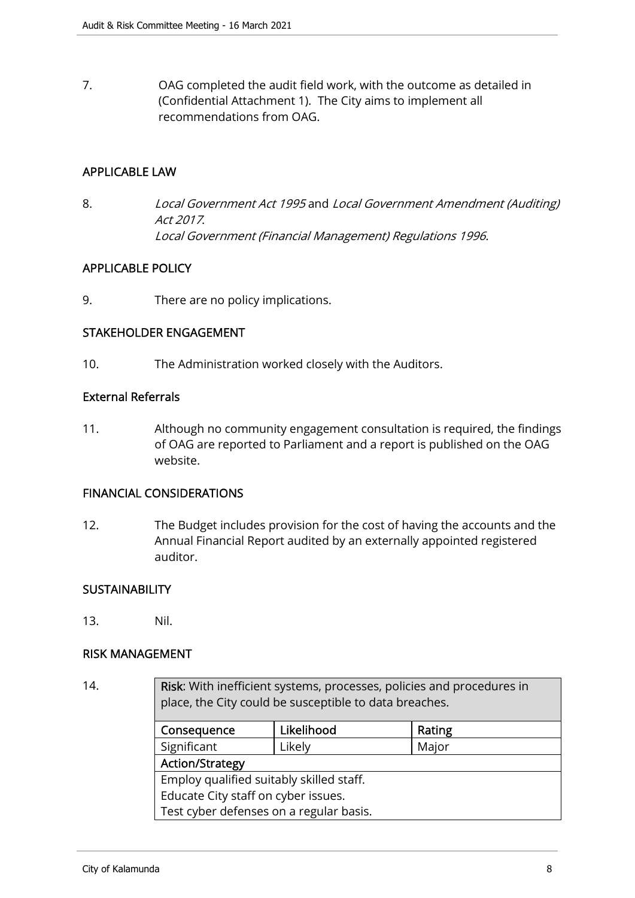7. OAG completed the audit field work, with the outcome as detailed in (Confidential Attachment 1). The City aims to implement all recommendations from OAG.

## APPLICABLE LAW

8. *Local Government Act 1995* and *Local Government Amendment (Auditing) Act 2017*.
*Local Government (Financial Management) Regulations 1996.*

## APPLICABLE POLICY

9. There are no policy implications.

## STAKEHOLDER ENGAGEMENT

10. The Administration worked closely with the Auditors.

### External Referrals

11. Although no community engagement consultation is required, the findings of OAG are reported to Parliament and a report is published on the OAG website.

## FINANCIAL CONSIDERATIONS

12. The Budget includes provision for the cost of having the accounts and the Annual Financial Report audited by an externally appointed registered auditor.

## SUSTAINABILITY

13. Nil.

## RISK MANAGEMENT

14.

| **Risk**: With inefficient systems, processes, policies and procedures in place, the City could be susceptible to data breaches. | | |
|---|---|---|
| **Consequence** | **Likelihood** | **Rating** |
| Significant | Likely | Major |
| **Action/Strategy** | | |
| Employ qualified suitably skilled staff.<br>Educate City staff on cyber issues.<br>Test cyber defenses on a regular basis. | | |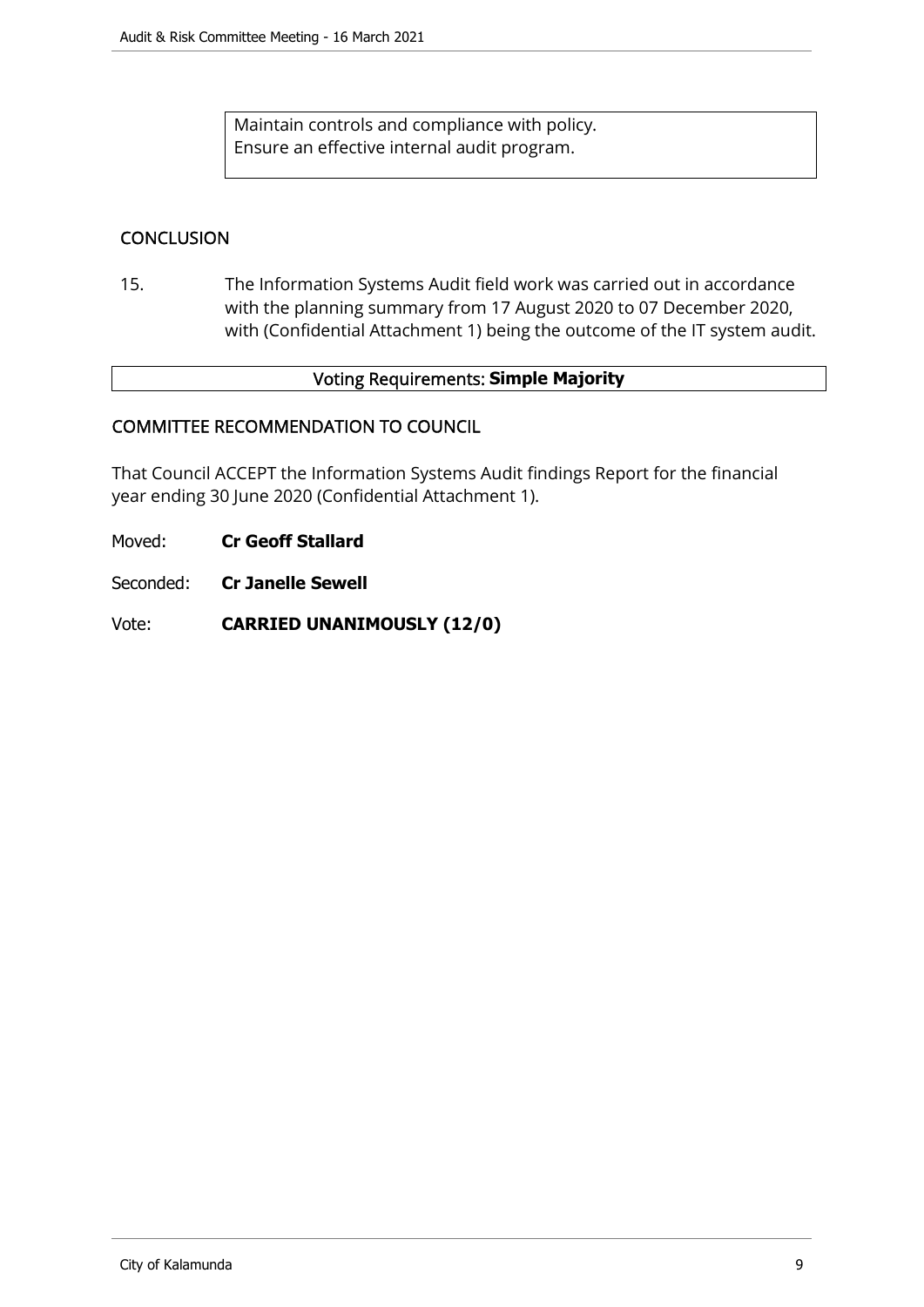Maintain controls and compliance with policy.
Ensure an effective internal audit program.

## CONCLUSION

15. The Information Systems Audit field work was carried out in accordance with the planning summary from 17 August 2020 to 07 December 2020, with (Confidential Attachment 1) being the outcome of the IT system audit.

Voting Requirements: **Simple Majority**

## COMMITTEE RECOMMENDATION TO COUNCIL

That Council ACCEPT the Information Systems Audit findings Report for the financial year ending 30 June 2020 (Confidential Attachment 1).

Moved: **Cr Geoff Stallard**

Seconded: **Cr Janelle Sewell**

Vote: **CARRIED UNANIMOUSLY (12/0)**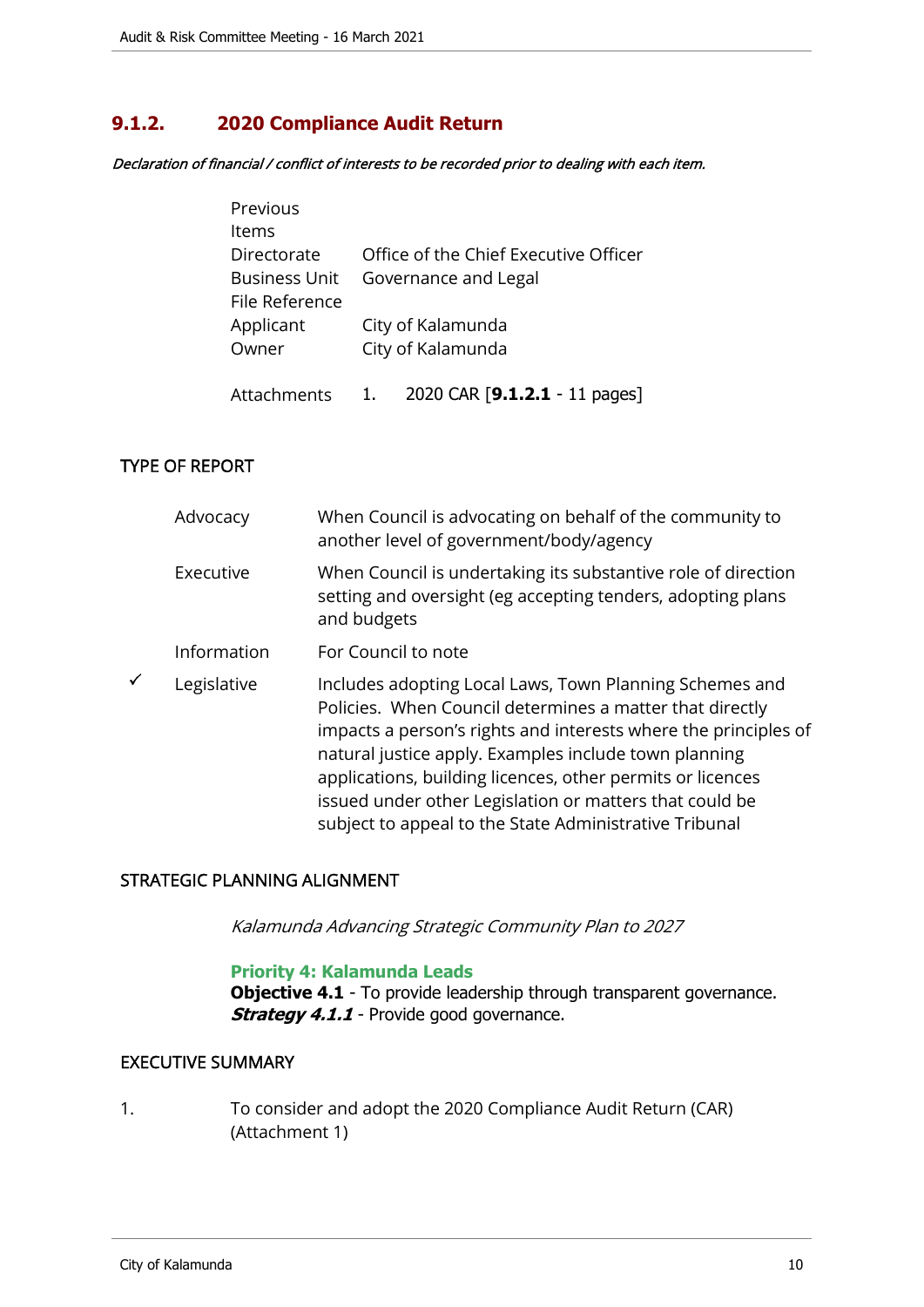## 9.1.2. 2020 Compliance Audit Return

***Declaration of financial / conflict of interests to be recorded prior to dealing with each item.***

| | |
|---|---|
| Previous Items | |
| Directorate | Office of the Chief Executive Officer |
| Business Unit | Governance and Legal |
| File Reference | |
| Applicant | City of Kalamunda |
| Owner | City of Kalamunda |
| Attachments | 1. 2020 CAR [**9.1.2.1** - 11 pages] |

### TYPE OF REPORT

| | | |
|---|---|---|
| | Advocacy | When Council is advocating on behalf of the community to another level of government/body/agency |
| | Executive | When Council is undertaking its substantive role of direction setting and oversight (eg accepting tenders, adopting plans and budgets |
| | Information | For Council to note |
| ✓ | Legislative | Includes adopting Local Laws, Town Planning Schemes and Policies. When Council determines a matter that directly impacts a person's rights and interests where the principles of natural justice apply. Examples include town planning applications, building licences, other permits or licences issued under other Legislation or matters that could be subject to appeal to the State Administrative Tribunal |

### STRATEGIC PLANNING ALIGNMENT

*Kalamunda Advancing Strategic Community Plan to 2027*

**Priority 4: Kalamunda Leads**
**Objective 4.1** - To provide leadership through transparent governance.
***Strategy 4.1.1*** - Provide good governance.

### EXECUTIVE SUMMARY

1. To consider and adopt the 2020 Compliance Audit Return (CAR) (Attachment 1)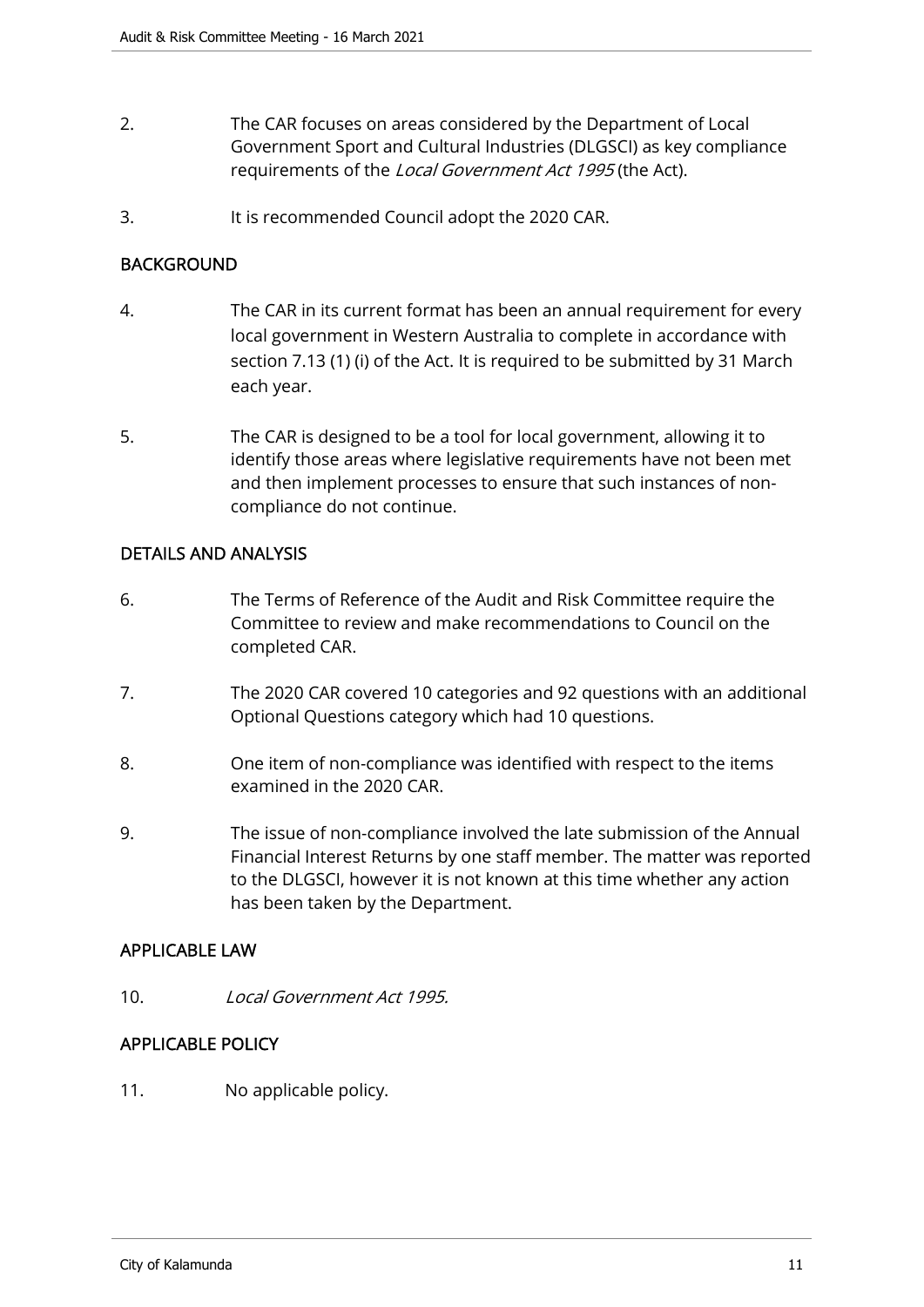2. The CAR focuses on areas considered by the Department of Local Government Sport and Cultural Industries (DLGSCI) as key compliance requirements of the *Local Government Act 1995* (the Act).

3. It is recommended Council adopt the 2020 CAR.

## BACKGROUND

4. The CAR in its current format has been an annual requirement for every local government in Western Australia to complete in accordance with section 7.13 (1) (i) of the Act. It is required to be submitted by 31 March each year.

5. The CAR is designed to be a tool for local government, allowing it to identify those areas where legislative requirements have not been met and then implement processes to ensure that such instances of non-compliance do not continue.

## DETAILS AND ANALYSIS

6. The Terms of Reference of the Audit and Risk Committee require the Committee to review and make recommendations to Council on the completed CAR.

7. The 2020 CAR covered 10 categories and 92 questions with an additional Optional Questions category which had 10 questions.

8. One item of non-compliance was identified with respect to the items examined in the 2020 CAR.

9. The issue of non-compliance involved the late submission of the Annual Financial Interest Returns by one staff member. The matter was reported to the DLGSCI, however it is not known at this time whether any action has been taken by the Department.

## APPLICABLE LAW

10. *Local Government Act 1995.*

## APPLICABLE POLICY

11. No applicable policy.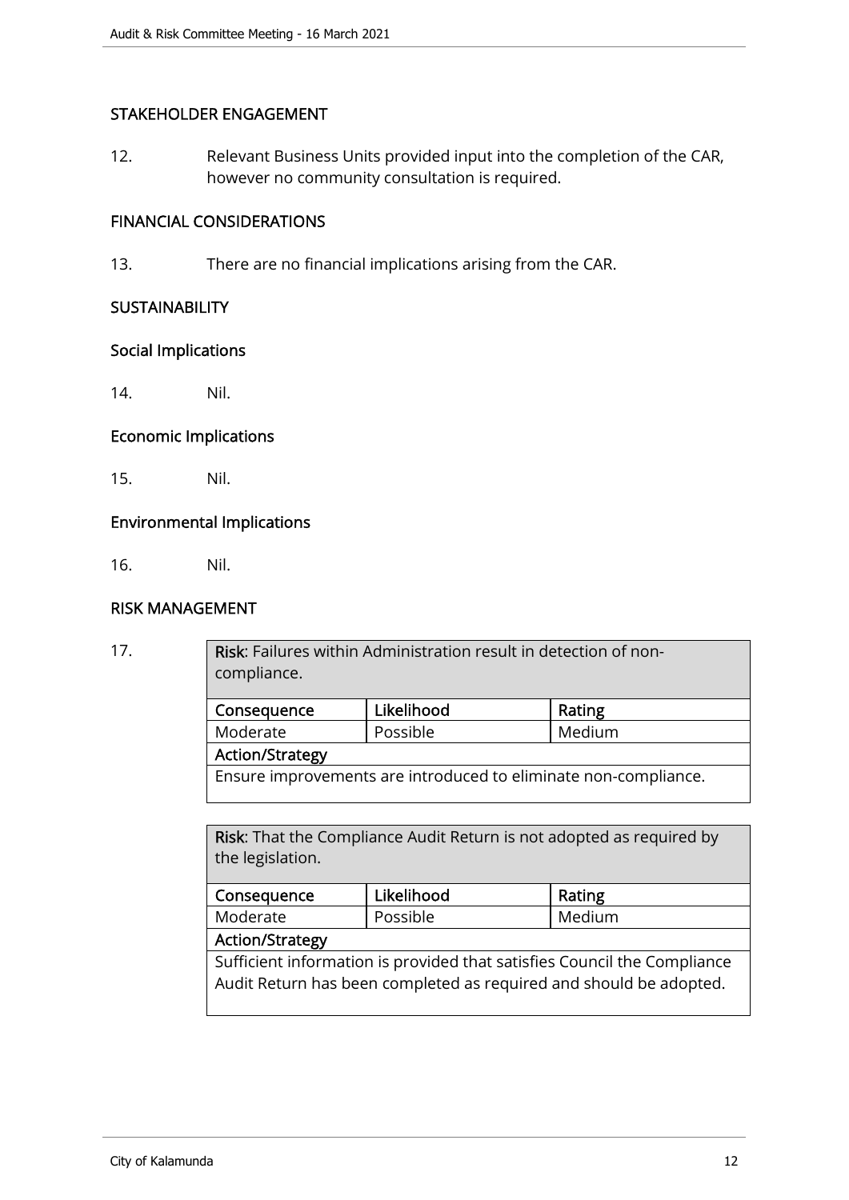## STAKEHOLDER ENGAGEMENT

12. Relevant Business Units provided input into the completion of the CAR, however no community consultation is required.

## FINANCIAL CONSIDERATIONS

13. There are no financial implications arising from the CAR.

## SUSTAINABILITY

### Social Implications

14. Nil.

### Economic Implications

15. Nil.

### Environmental Implications

16. Nil.

## RISK MANAGEMENT

17.

| **Risk**: Failures within Administration result in detection of non-compliance. | | |
|---|---|---|
| **Consequence** | **Likelihood** | **Rating** |
| Moderate | Possible | Medium |
| **Action/Strategy** | | |
| Ensure improvements are introduced to eliminate non-compliance. | | |

| **Risk**: That the Compliance Audit Return is not adopted as required by the legislation. | | |
|---|---|---|
| **Consequence** | **Likelihood** | **Rating** |
| Moderate | Possible | Medium |
| **Action/Strategy** | | |
| Sufficient information is provided that satisfies Council the Compliance Audit Return has been completed as required and should be adopted. | | |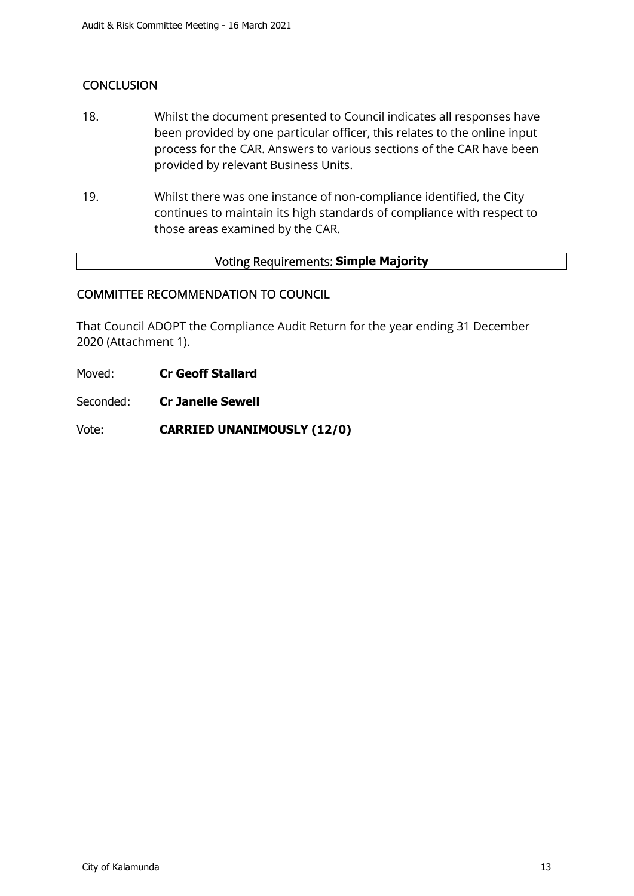## CONCLUSION

18. Whilst the document presented to Council indicates all responses have been provided by one particular officer, this relates to the online input process for the CAR. Answers to various sections of the CAR have been provided by relevant Business Units.

19. Whilst there was one instance of non-compliance identified, the City continues to maintain its high standards of compliance with respect to those areas examined by the CAR.

| Voting Requirements: **Simple Majority** |
|---|

## COMMITTEE RECOMMENDATION TO COUNCIL

That Council ADOPT the Compliance Audit Return for the year ending 31 December 2020 (Attachment 1).

Moved: **Cr Geoff Stallard**

Seconded: **Cr Janelle Sewell**

Vote: **CARRIED UNANIMOUSLY (12/0)**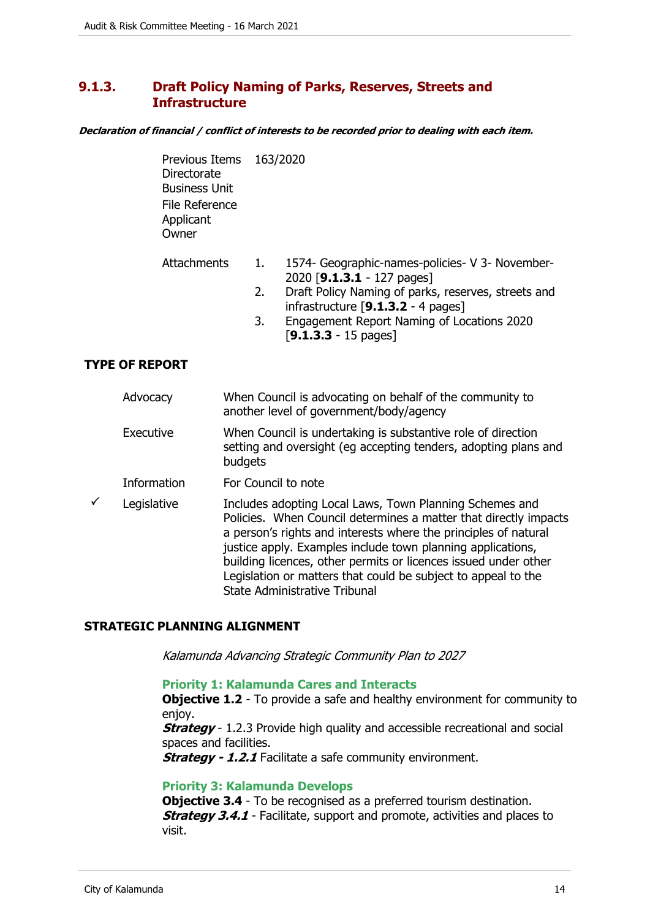## 9.1.3. Draft Policy Naming of Parks, Reserves, Streets and Infrastructure

***Declaration of financial / conflict of interests to be recorded prior to dealing with each item.***

| | |
|---|---|
| Previous Items | 163/2020 |
| Directorate | |
| Business Unit | |
| File Reference | |
| Applicant | |
| Owner | |

Attachments

1. 1574- Geographic-names-policies- V 3- November-2020 [**9.1.3.1** - 127 pages]
2. Draft Policy Naming of parks, reserves, streets and infrastructure [**9.1.3.2** - 4 pages]
3. Engagement Report Naming of Locations 2020 [**9.1.3.3** - 15 pages]

### TYPE OF REPORT

| | | |
|---|---|---|
| | Advocacy | When Council is advocating on behalf of the community to another level of government/body/agency |
| | Executive | When Council is undertaking is substantive role of direction setting and oversight (eg accepting tenders, adopting plans and budgets |
| | Information | For Council to note |
| ✓ | Legislative | Includes adopting Local Laws, Town Planning Schemes and Policies. When Council determines a matter that directly impacts a person's rights and interests where the principles of natural justice apply. Examples include town planning applications, building licences, other permits or licences issued under other Legislation or matters that could be subject to appeal to the State Administrative Tribunal |

### STRATEGIC PLANNING ALIGNMENT

*Kalamunda Advancing Strategic Community Plan to 2027*

**Priority 1: Kalamunda Cares and Interacts**

**Objective 1.2** - To provide a safe and healthy environment for community to enjoy.

***Strategy*** - 1.2.3 Provide high quality and accessible recreational and social spaces and facilities.

***Strategy - 1.2.1*** Facilitate a safe community environment.

**Priority 3: Kalamunda Develops**

**Objective 3.4** - To be recognised as a preferred tourism destination.

***Strategy 3.4.1*** - Facilitate, support and promote, activities and places to visit.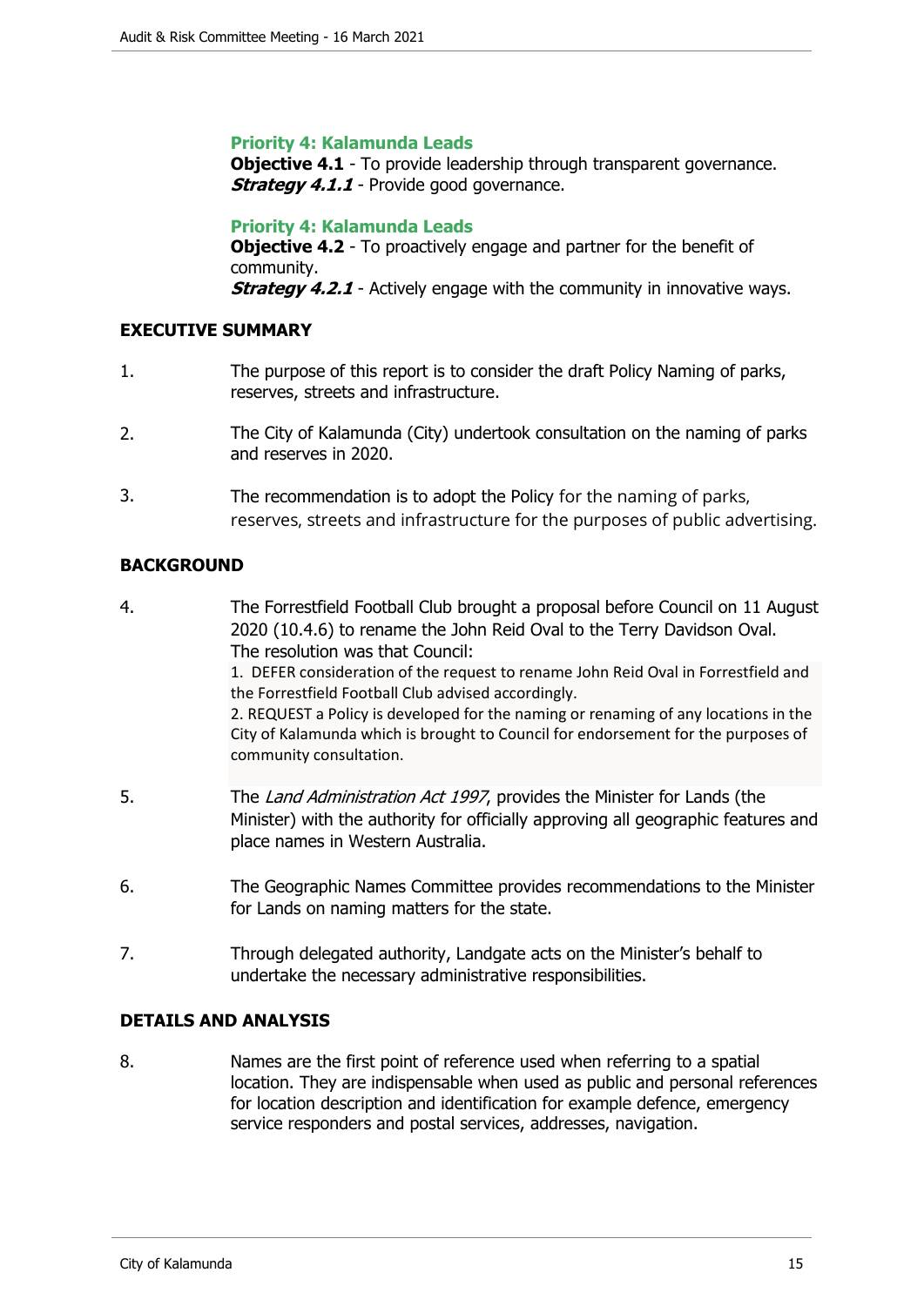**Priority 4: Kalamunda Leads**
**Objective 4.1** - To provide leadership through transparent governance.
***Strategy 4.1.1*** - Provide good governance.

**Priority 4: Kalamunda Leads**
**Objective 4.2** - To proactively engage and partner for the benefit of community.
***Strategy 4.2.1*** - Actively engage with the community in innovative ways.

## EXECUTIVE SUMMARY

1. The purpose of this report is to consider the draft Policy Naming of parks, reserves, streets and infrastructure.

2. The City of Kalamunda (City) undertook consultation on the naming of parks and reserves in 2020.

3. The recommendation is to adopt the Policy for the naming of parks, reserves, streets and infrastructure for the purposes of public advertising.

## BACKGROUND

4. The Forrestfield Football Club brought a proposal before Council on 11 August 2020 (10.4.6) to rename the John Reid Oval to the Terry Davidson Oval. The resolution was that Council:

   1. DEFER consideration of the request to rename John Reid Oval in Forrestfield and the Forrestfield Football Club advised accordingly.
   2. REQUEST a Policy is developed for the naming or renaming of any locations in the City of Kalamunda which is brought to Council for endorsement for the purposes of community consultation.

5. The *Land Administration Act 1997*, provides the Minister for Lands (the Minister) with the authority for officially approving all geographic features and place names in Western Australia.

6. The Geographic Names Committee provides recommendations to the Minister for Lands on naming matters for the state.

7. Through delegated authority, Landgate acts on the Minister's behalf to undertake the necessary administrative responsibilities.

## DETAILS AND ANALYSIS

8. Names are the first point of reference used when referring to a spatial location. They are indispensable when used as public and personal references for location description and identification for example defence, emergency service responders and postal services, addresses, navigation.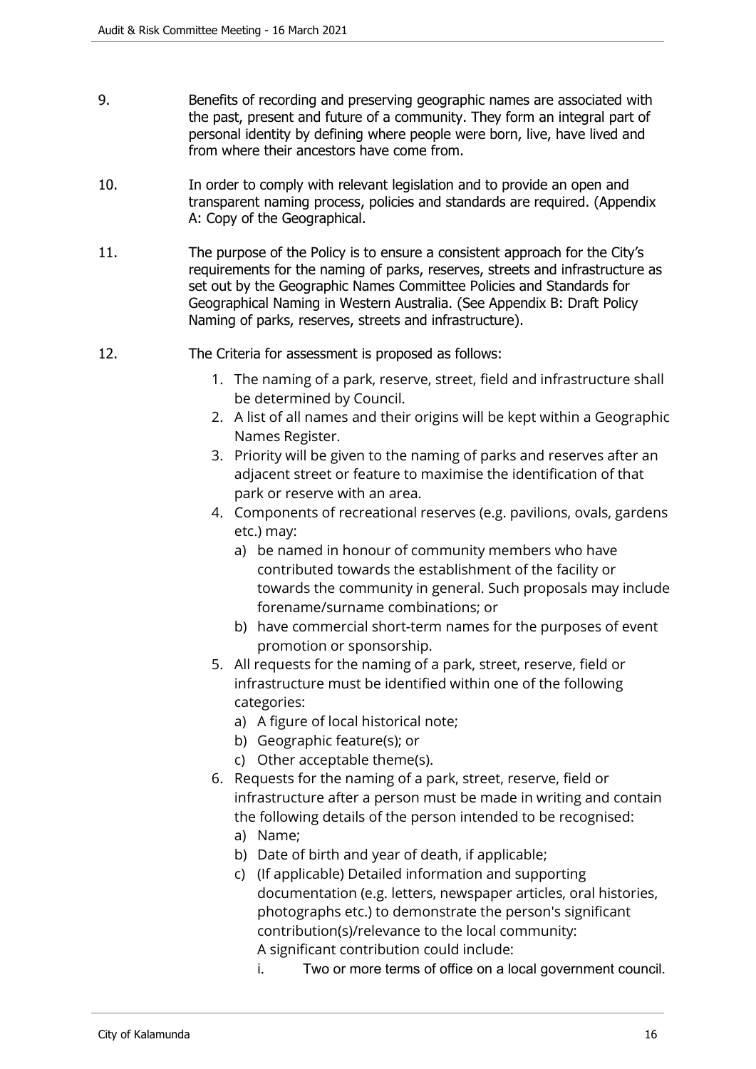9. Benefits of recording and preserving geographic names are associated with the past, present and future of a community. They form an integral part of personal identity by defining where people were born, live, have lived and from where their ancestors have come from.

10. In order to comply with relevant legislation and to provide an open and transparent naming process, policies and standards are required. (Appendix A: Copy of the Geographical.

11. The purpose of the Policy is to ensure a consistent approach for the City's requirements for the naming of parks, reserves, streets and infrastructure as set out by the Geographic Names Committee Policies and Standards for Geographical Naming in Western Australia. (See Appendix B: Draft Policy Naming of parks, reserves, streets and infrastructure).

12. The Criteria for assessment is proposed as follows:

    1. The naming of a park, reserve, street, field and infrastructure shall be determined by Council.
    2. A list of all names and their origins will be kept within a Geographic Names Register.
    3. Priority will be given to the naming of parks and reserves after an adjacent street or feature to maximise the identification of that park or reserve with an area.
    4. Components of recreational reserves (e.g. pavilions, ovals, gardens etc.) may:
        a) be named in honour of community members who have contributed towards the establishment of the facility or towards the community in general. Such proposals may include forename/surname combinations; or
        b) have commercial short-term names for the purposes of event promotion or sponsorship.
    5. All requests for the naming of a park, street, reserve, field or infrastructure must be identified within one of the following categories:
        a) A figure of local historical note;
        b) Geographic feature(s); or
        c) Other acceptable theme(s).
    6. Requests for the naming of a park, street, reserve, field or infrastructure after a person must be made in writing and contain the following details of the person intended to be recognised:
        a) Name;
        b) Date of birth and year of death, if applicable;
        c) (If applicable) Detailed information and supporting documentation (e.g. letters, newspaper articles, oral histories, photographs etc.) to demonstrate the person's significant contribution(s)/relevance to the local community:
           A significant contribution could include:
            i. Two or more terms of office on a local government council.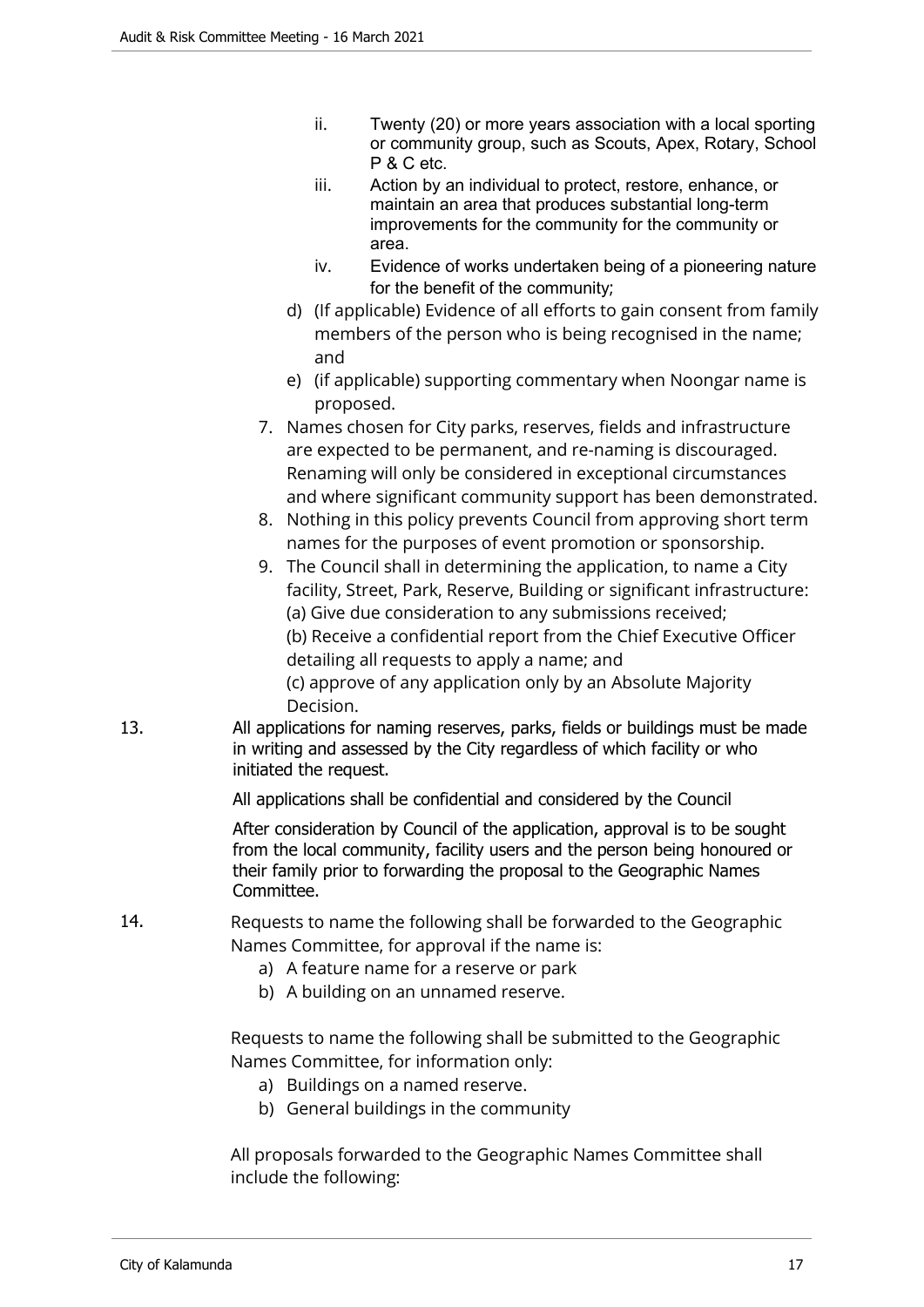ii. Twenty (20) or more years association with a local sporting or community group, such as Scouts, Apex, Rotary, School P & C etc.
   iii. Action by an individual to protect, restore, enhance, or maintain an area that produces substantial long-term improvements for the community for the community or area.
   iv. Evidence of works undertaken being of a pioneering nature for the benefit of the community;

  d) (If applicable) Evidence of all efforts to gain consent from family members of the person who is being recognised in the name; and
  e) (if applicable) supporting commentary when Noongar name is proposed.

7. Names chosen for City parks, reserves, fields and infrastructure are expected to be permanent, and re-naming is discouraged. Renaming will only be considered in exceptional circumstances and where significant community support has been demonstrated.
8. Nothing in this policy prevents Council from approving short term names for the purposes of event promotion or sponsorship.
9. The Council shall in determining the application, to name a City facility, Street, Park, Reserve, Building or significant infrastructure:
   (a) Give due consideration to any submissions received;
   (b) Receive a confidential report from the Chief Executive Officer detailing all requests to apply a name; and
   (c) approve of any application only by an Absolute Majority Decision.

13. All applications for naming reserves, parks, fields or buildings must be made in writing and assessed by the City regardless of which facility or who initiated the request.

    All applications shall be confidential and considered by the Council

    After consideration by Council of the application, approval is to be sought from the local community, facility users and the person being honoured or their family prior to forwarding the proposal to the Geographic Names Committee.

14. Requests to name the following shall be forwarded to the Geographic Names Committee, for approval if the name is:
    a) A feature name for a reserve or park
    b) A building on an unnamed reserve.

    Requests to name the following shall be submitted to the Geographic Names Committee, for information only:
    a) Buildings on a named reserve.
    b) General buildings in the community

    All proposals forwarded to the Geographic Names Committee shall include the following: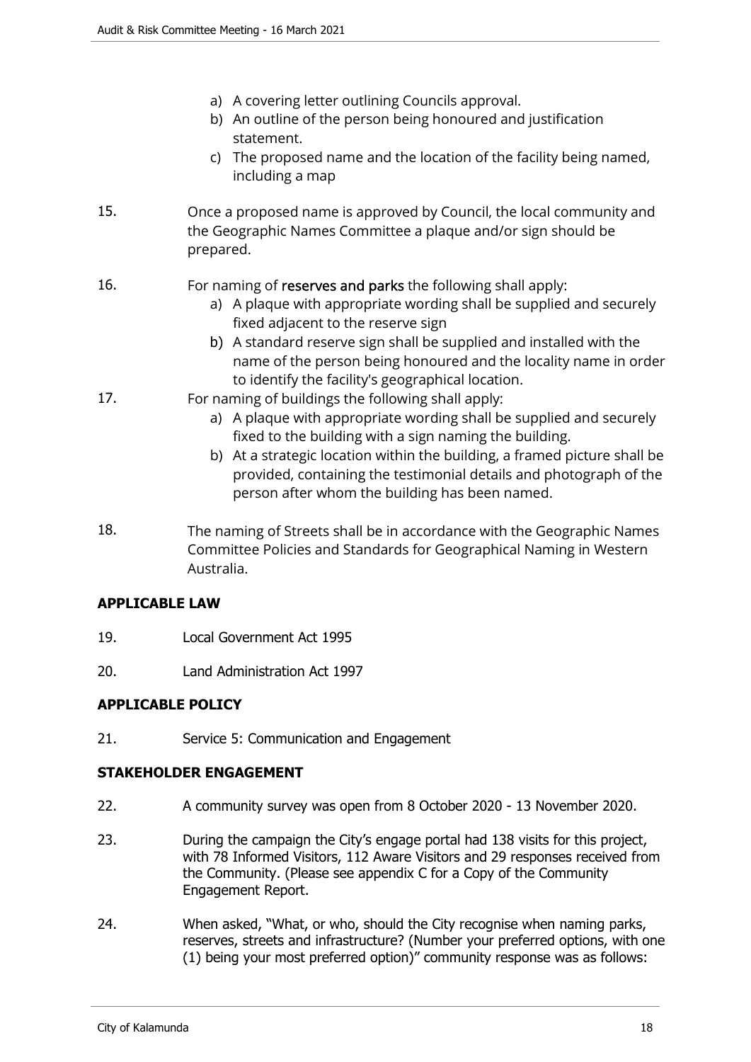a) A covering letter outlining Councils approval.
b) An outline of the person being honoured and justification statement.
c) The proposed name and the location of the facility being named, including a map

15. Once a proposed name is approved by Council, the local community and the Geographic Names Committee a plaque and/or sign should be prepared.

16. For naming of **reserves and parks** the following shall apply:
    a) A plaque with appropriate wording shall be supplied and securely fixed adjacent to the reserve sign
    b) A standard reserve sign shall be supplied and installed with the name of the person being honoured and the locality name in order to identify the facility's geographical location.

17. For naming of buildings the following shall apply:
    a) A plaque with appropriate wording shall be supplied and securely fixed to the building with a sign naming the building.
    b) At a strategic location within the building, a framed picture shall be provided, containing the testimonial details and photograph of the person after whom the building has been named.

18. The naming of Streets shall be in accordance with the Geographic Names Committee Policies and Standards for Geographical Naming in Western Australia.

## APPLICABLE LAW

19. Local Government Act 1995

20. Land Administration Act 1997

## APPLICABLE POLICY

21. Service 5: Communication and Engagement

## STAKEHOLDER ENGAGEMENT

22. A community survey was open from 8 October 2020 - 13 November 2020.

23. During the campaign the City's engage portal had 138 visits for this project, with 78 Informed Visitors, 112 Aware Visitors and 29 responses received from the Community. (Please see appendix C for a Copy of the Community Engagement Report.

24. When asked, "What, or who, should the City recognise when naming parks, reserves, streets and infrastructure? (Number your preferred options, with one (1) being your most preferred option)" community response was as follows: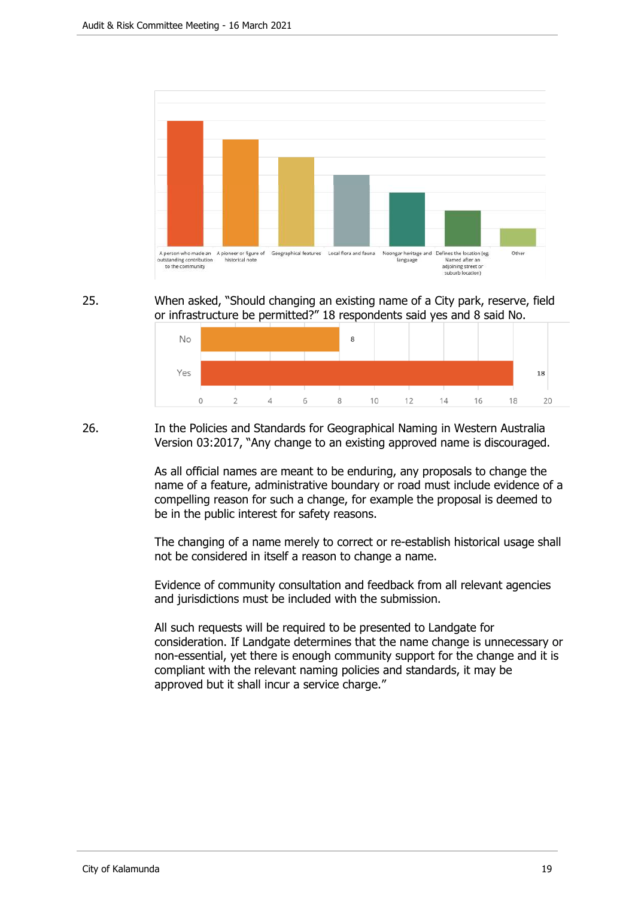A person who made an outstanding contribution to the community | A pioneer or figure of historical note | Geographical features | Local flora and fauna | Noongar heritage and language | Defines the location (eg. Named after an adjoining street or suburb location) | Other

25. When asked, "Should changing an existing name of a City park, reserve, field or infrastructure be permitted?" 18 respondents said yes and 8 said No.

| Response | Count |
|---|---|
| No | 8 |
| Yes | 18 |

26. In the Policies and Standards for Geographical Naming in Western Australia Version 03:2017, "Any change to an existing approved name is discouraged.

As all official names are meant to be enduring, any proposals to change the name of a feature, administrative boundary or road must include evidence of a compelling reason for such a change, for example the proposal is deemed to be in the public interest for safety reasons.

The changing of a name merely to correct or re-establish historical usage shall not be considered in itself a reason to change a name.

Evidence of community consultation and feedback from all relevant agencies and jurisdictions must be included with the submission.

All such requests will be required to be presented to Landgate for consideration. If Landgate determines that the name change is unnecessary or non-essential, yet there is enough community support for the change and it is compliant with the relevant naming policies and standards, it may be approved but it shall incur a service charge."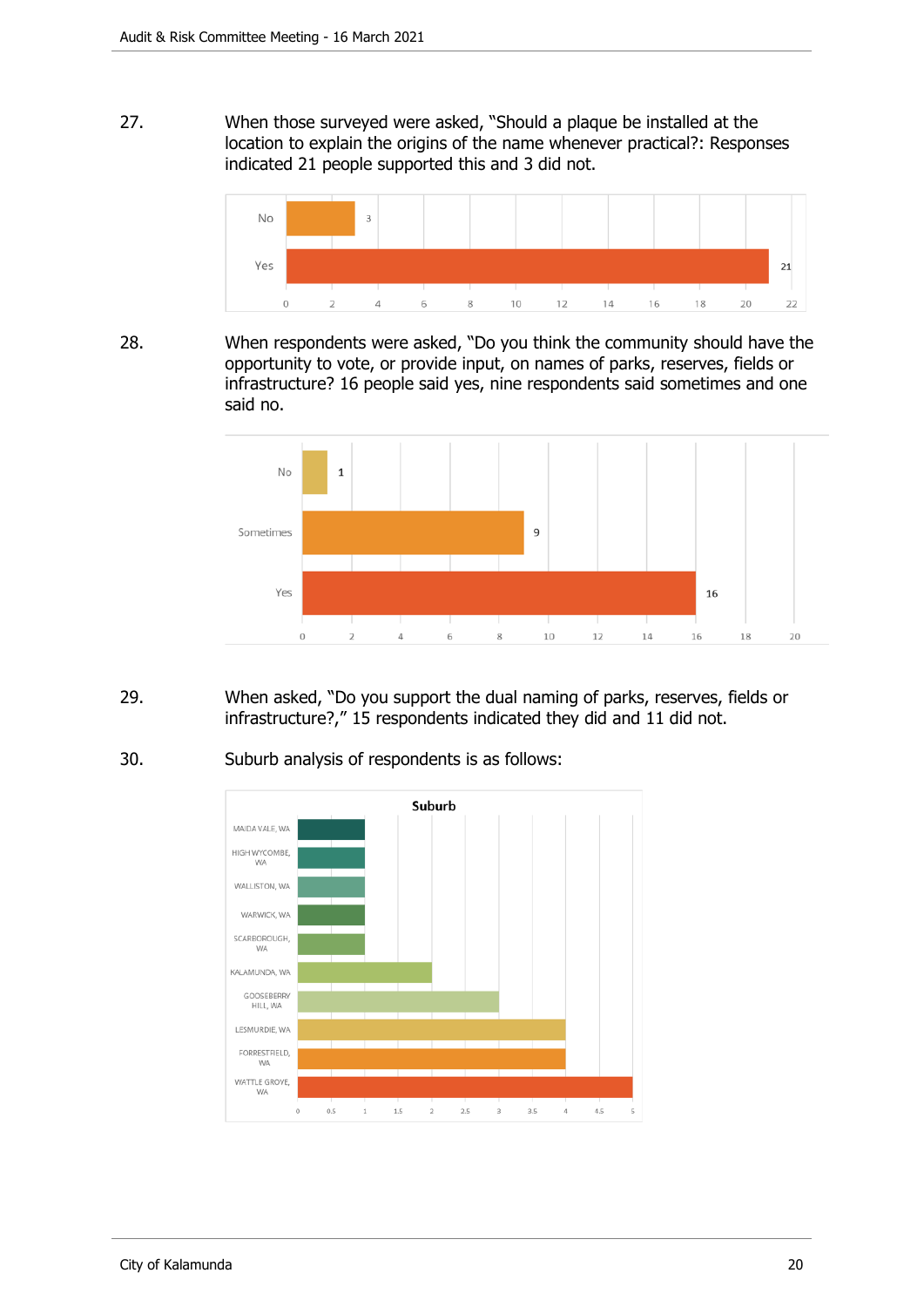27. When those surveyed were asked, "Should a plaque be installed at the location to explain the origins of the name whenever practical?: Responses indicated 21 people supported this and 3 did not.

| Response | Count |
|---|---|
| No | 3 |
| Yes | 21 |

28. When respondents were asked, "Do you think the community should have the opportunity to vote, or provide input, on names of parks, reserves, fields or infrastructure? 16 people said yes, nine respondents said sometimes and one said no.

| Response | Count |
|---|---|
| No | 1 |
| Sometimes | 9 |
| Yes | 16 |

29. When asked, "Do you support the dual naming of parks, reserves, fields or infrastructure?," 15 respondents indicated they did and 11 did not.

30. Suburb analysis of respondents is as follows:

**Suburb**

| Suburb | Count |
|---|---|
| MAIDA VALE, WA | 1 |
| HIGH WYCOMBE, WA | 1 |
| WALLISTON, WA | 1 |
| WARWICK, WA | 1 |
| SCARBOROUGH, WA | 1 |
| KALAMUNDA, WA | 2 |
| GOOSEBERRY HILL, WA | 3 |
| LESMURDIE, WA | 4 |
| FORRESTFIELD, WA | 4 |
| WATTLE GROVE, WA | 5 |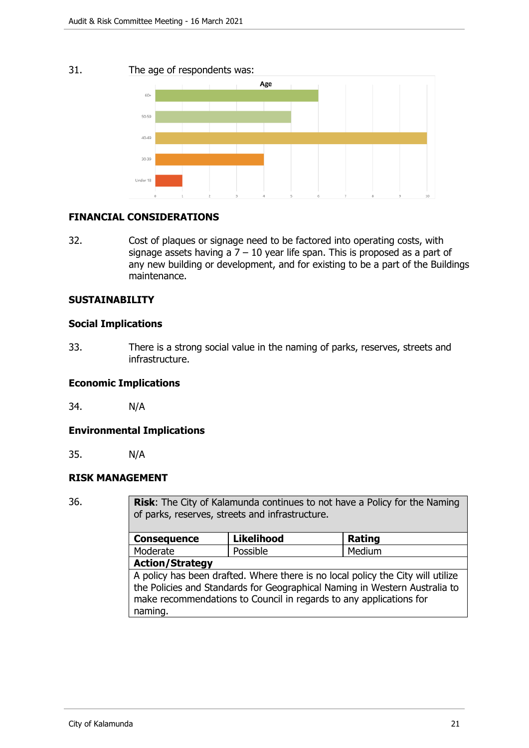31. The age of respondents was:

**Age**

| Age | Count |
|---|---|
| 60+ | 6 |
| 50-59 | 5 |
| 40-49 | 10 |
| 30-39 | 4 |
| Under 18 | 1 |

## FINANCIAL CONSIDERATIONS

32. Cost of plaques or signage need to be factored into operating costs, with signage assets having a 7 – 10 year life span. This is proposed as a part of any new building or development, and for existing to be a part of the Buildings maintenance.

## SUSTAINABILITY

### Social Implications

33. There is a strong social value in the naming of parks, reserves, streets and infrastructure.

### Economic Implications

34. N/A

### Environmental Implications

35. N/A

## RISK MANAGEMENT

36.

| **Risk**: The City of Kalamunda continues to not have a Policy for the Naming of parks, reserves, streets and infrastructure. | | |
|---|---|---|
| **Consequence** | **Likelihood** | **Rating** |
| Moderate | Possible | Medium |
| **Action/Strategy** | | |
| A policy has been drafted. Where there is no local policy the City will utilize the Policies and Standards for Geographical Naming in Western Australia to make recommendations to Council in regards to any applications for naming. | | |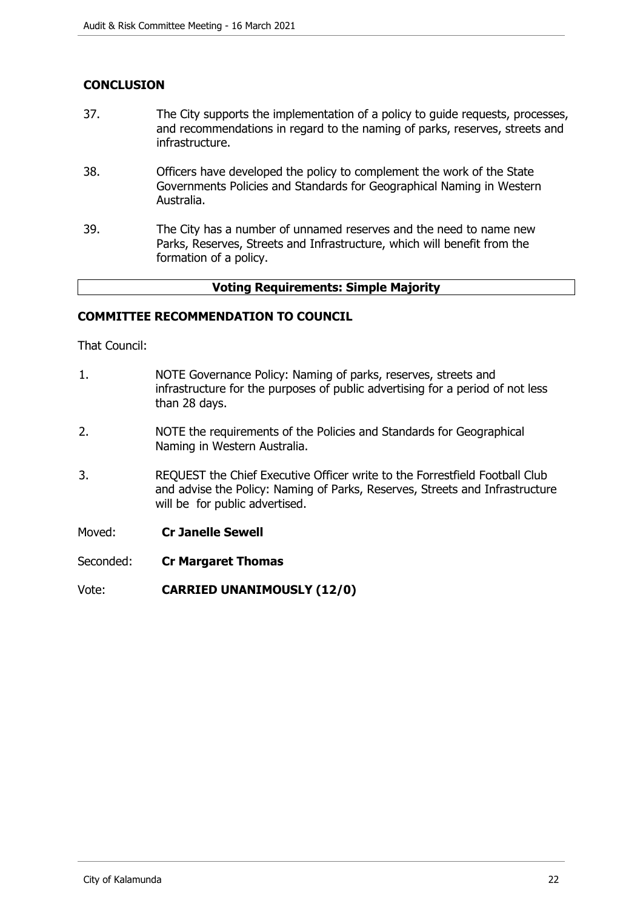## CONCLUSION

37. The City supports the implementation of a policy to guide requests, processes, and recommendations in regard to the naming of parks, reserves, streets and infrastructure.

38. Officers have developed the policy to complement the work of the State Governments Policies and Standards for Geographical Naming in Western Australia.

39. The City has a number of unnamed reserves and the need to name new Parks, Reserves, Streets and Infrastructure, which will benefit from the formation of a policy.

**Voting Requirements: Simple Majority**

## COMMITTEE RECOMMENDATION TO COUNCIL

That Council:

1. NOTE Governance Policy: Naming of parks, reserves, streets and infrastructure for the purposes of public advertising for a period of not less than 28 days.

2. NOTE the requirements of the Policies and Standards for Geographical Naming in Western Australia.

3. REQUEST the Chief Executive Officer write to the Forrestfield Football Club and advise the Policy: Naming of Parks, Reserves, Streets and Infrastructure will be for public advertised.

Moved: **Cr Janelle Sewell**

Seconded: **Cr Margaret Thomas**

Vote: **CARRIED UNANIMOUSLY (12/0)**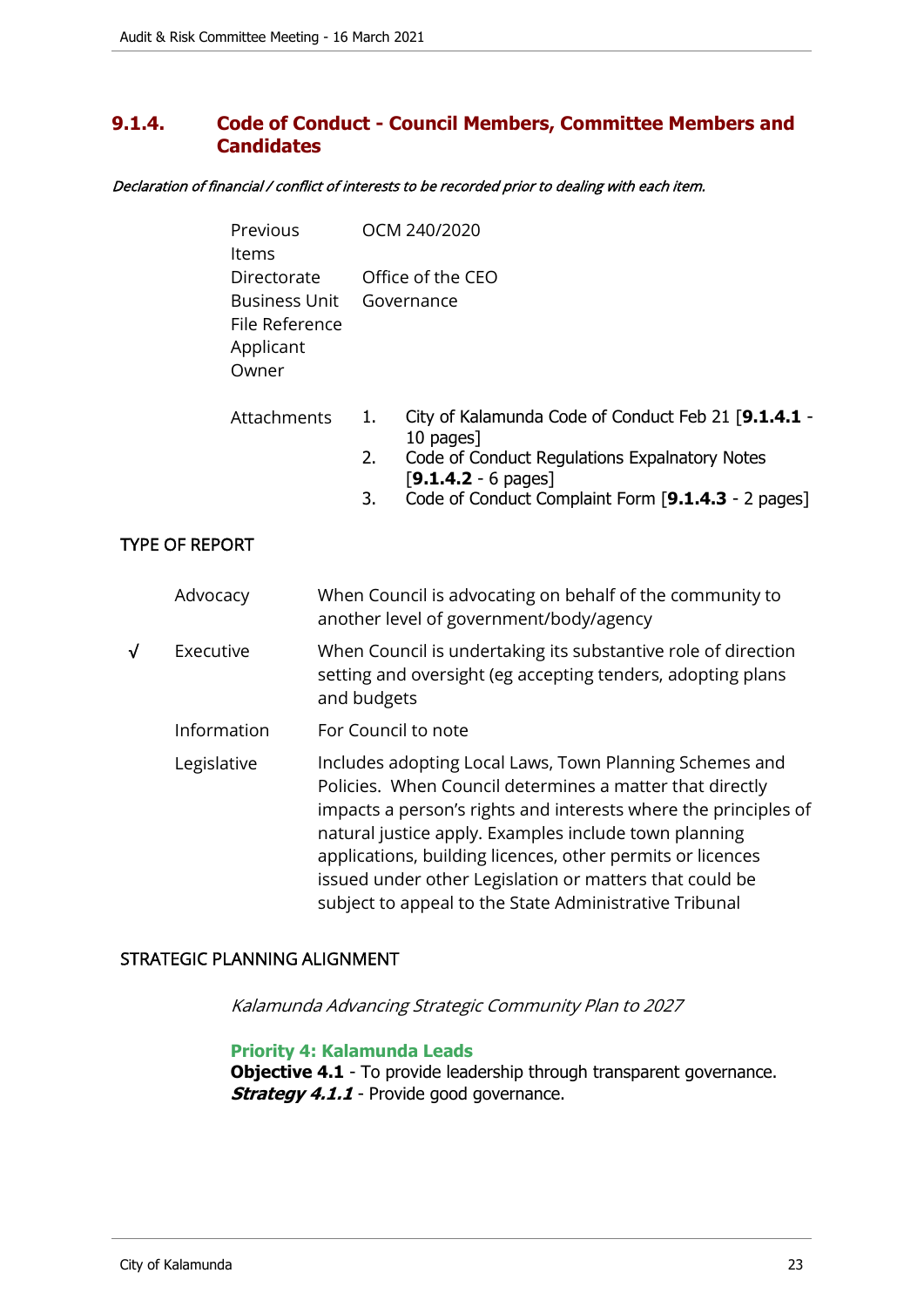## 9.1.4. Code of Conduct - Council Members, Committee Members and Candidates

*Declaration of financial / conflict of interests to be recorded prior to dealing with each item.*

| | |
|---|---|
| Previous Items | OCM 240/2020 |
| Directorate | Office of the CEO |
| Business Unit | Governance |
| File Reference | |
| Applicant | |
| Owner | |

Attachments

1. City of Kalamunda Code of Conduct Feb 21 [**9.1.4.1** - 10 pages]
2. Code of Conduct Regulations Expalnatory Notes [**9.1.4.2** - 6 pages]
3. Code of Conduct Complaint Form [**9.1.4.3** - 2 pages]

### TYPE OF REPORT

| | | |
|---|---|---|
| | Advocacy | When Council is advocating on behalf of the community to another level of government/body/agency |
| √ | Executive | When Council is undertaking its substantive role of direction setting and oversight (eg accepting tenders, adopting plans and budgets |
| | Information | For Council to note |
| | Legislative | Includes adopting Local Laws, Town Planning Schemes and Policies. When Council determines a matter that directly impacts a person's rights and interests where the principles of natural justice apply. Examples include town planning applications, building licences, other permits or licences issued under other Legislation or matters that could be subject to appeal to the State Administrative Tribunal |

### STRATEGIC PLANNING ALIGNMENT

*Kalamunda Advancing Strategic Community Plan to 2027*

**Priority 4: Kalamunda Leads**
**Objective 4.1** - To provide leadership through transparent governance.
***Strategy 4.1.1*** - Provide good governance.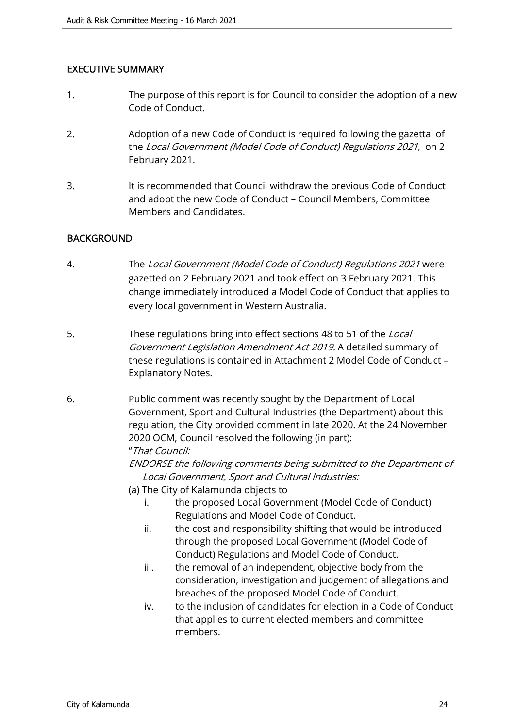## EXECUTIVE SUMMARY

1. The purpose of this report is for Council to consider the adoption of a new Code of Conduct.

2. Adoption of a new Code of Conduct is required following the gazettal of the *Local Government (Model Code of Conduct) Regulations 2021,* on 2 February 2021.

3. It is recommended that Council withdraw the previous Code of Conduct and adopt the new Code of Conduct – Council Members, Committee Members and Candidates.

## BACKGROUND

4. The *Local Government (Model Code of Conduct) Regulations 2021* were gazetted on 2 February 2021 and took effect on 3 February 2021. This change immediately introduced a Model Code of Conduct that applies to every local government in Western Australia.

5. These regulations bring into effect sections 48 to 51 of the *Local Government Legislation Amendment Act 2019.* A detailed summary of these regulations is contained in Attachment 2 Model Code of Conduct – Explanatory Notes.

6. Public comment was recently sought by the Department of Local Government, Sport and Cultural Industries (the Department) about this regulation, the City provided comment in late 2020. At the 24 November 2020 OCM, Council resolved the following (in part):

   "*That Council:*

   *ENDORSE the following comments being submitted to the Department of Local Government, Sport and Cultural Industries:*

   (a) The City of Kalamunda objects to
      - i. the proposed Local Government (Model Code of Conduct) Regulations and Model Code of Conduct.
      - ii. the cost and responsibility shifting that would be introduced through the proposed Local Government (Model Code of Conduct) Regulations and Model Code of Conduct.
      - iii. the removal of an independent, objective body from the consideration, investigation and judgement of allegations and breaches of the proposed Model Code of Conduct.
      - iv. to the inclusion of candidates for election in a Code of Conduct that applies to current elected members and committee members.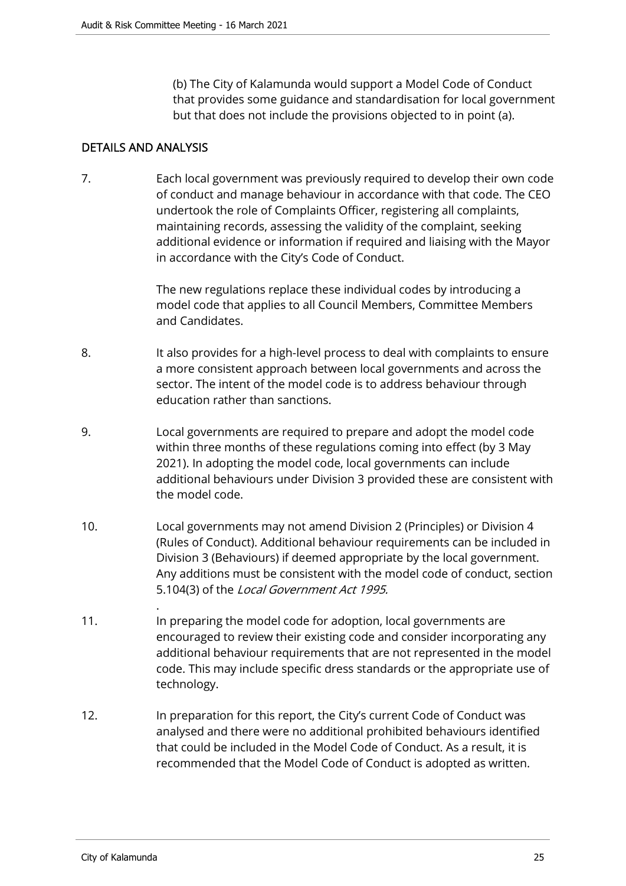(b) The City of Kalamunda would support a Model Code of Conduct that provides some guidance and standardisation for local government but that does not include the provisions objected to in point (a).

## DETAILS AND ANALYSIS

7. Each local government was previously required to develop their own code of conduct and manage behaviour in accordance with that code. The CEO undertook the role of Complaints Officer, registering all complaints, maintaining records, assessing the validity of the complaint, seeking additional evidence or information if required and liaising with the Mayor in accordance with the City's Code of Conduct.

   The new regulations replace these individual codes by introducing a model code that applies to all Council Members, Committee Members and Candidates.

8. It also provides for a high-level process to deal with complaints to ensure a more consistent approach between local governments and across the sector. The intent of the model code is to address behaviour through education rather than sanctions.

9. Local governments are required to prepare and adopt the model code within three months of these regulations coming into effect (by 3 May 2021). In adopting the model code, local governments can include additional behaviours under Division 3 provided these are consistent with the model code.

10. Local governments may not amend Division 2 (Principles) or Division 4 (Rules of Conduct). Additional behaviour requirements can be included in Division 3 (Behaviours) if deemed appropriate by the local government. Any additions must be consistent with the model code of conduct, section 5.104(3) of the *Local Government Act 1995.*
    .
11. In preparing the model code for adoption, local governments are encouraged to review their existing code and consider incorporating any additional behaviour requirements that are not represented in the model code. This may include specific dress standards or the appropriate use of technology.

12. In preparation for this report, the City's current Code of Conduct was analysed and there were no additional prohibited behaviours identified that could be included in the Model Code of Conduct. As a result, it is recommended that the Model Code of Conduct is adopted as written.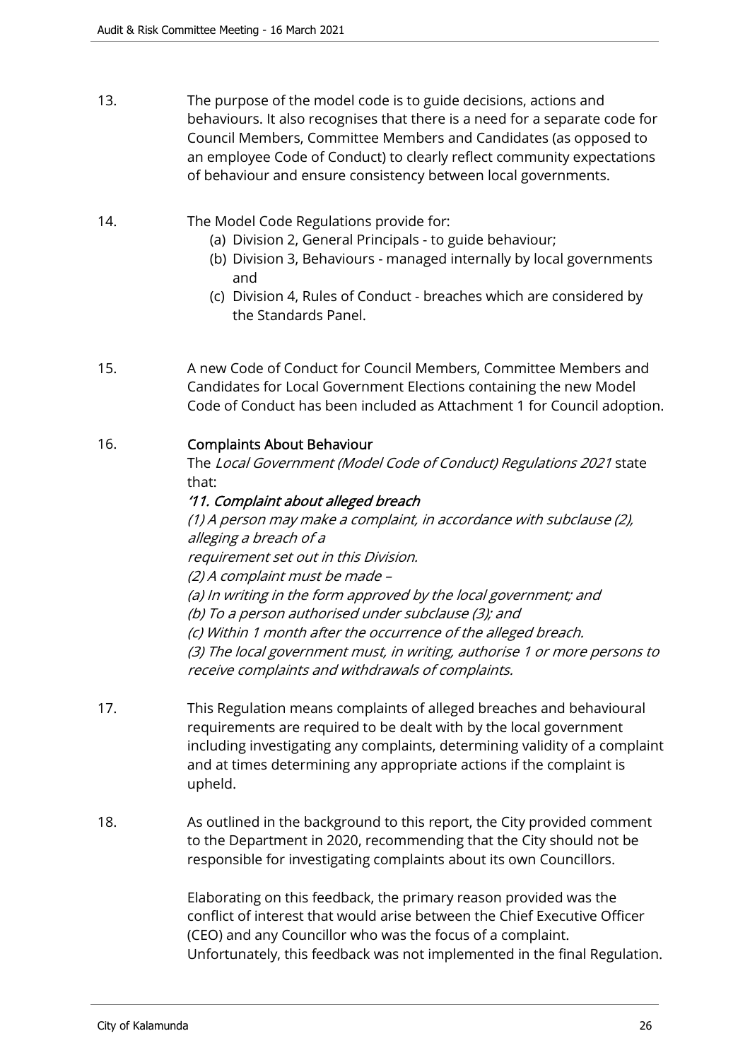13. The purpose of the model code is to guide decisions, actions and behaviours. It also recognises that there is a need for a separate code for Council Members, Committee Members and Candidates (as opposed to an employee Code of Conduct) to clearly reflect community expectations of behaviour and ensure consistency between local governments.

14. The Model Code Regulations provide for:
    (a) Division 2, General Principals - to guide behaviour;
    (b) Division 3, Behaviours - managed internally by local governments and
    (c) Division 4, Rules of Conduct - breaches which are considered by the Standards Panel.

15. A new Code of Conduct for Council Members, Committee Members and Candidates for Local Government Elections containing the new Model Code of Conduct has been included as Attachment 1 for Council adoption.

16. **Complaints About Behaviour**

    The *Local Government (Model Code of Conduct) Regulations 2021* state that:

    ***'11. Complaint about alleged breach***

    *(1) A person may make a complaint, in accordance with subclause (2), alleging a breach of a*
    *requirement set out in this Division.*
    *(2) A complaint must be made –*
    *(a) In writing in the form approved by the local government; and*
    *(b) To a person authorised under subclause (3); and*
    *(c) Within 1 month after the occurrence of the alleged breach.*
    *(3) The local government must, in writing, authorise 1 or more persons to receive complaints and withdrawals of complaints.*

17. This Regulation means complaints of alleged breaches and behavioural requirements are required to be dealt with by the local government including investigating any complaints, determining validity of a complaint and at times determining any appropriate actions if the complaint is upheld.

18. As outlined in the background to this report, the City provided comment to the Department in 2020, recommending that the City should not be responsible for investigating complaints about its own Councillors.

    Elaborating on this feedback, the primary reason provided was the conflict of interest that would arise between the Chief Executive Officer (CEO) and any Councillor who was the focus of a complaint. Unfortunately, this feedback was not implemented in the final Regulation.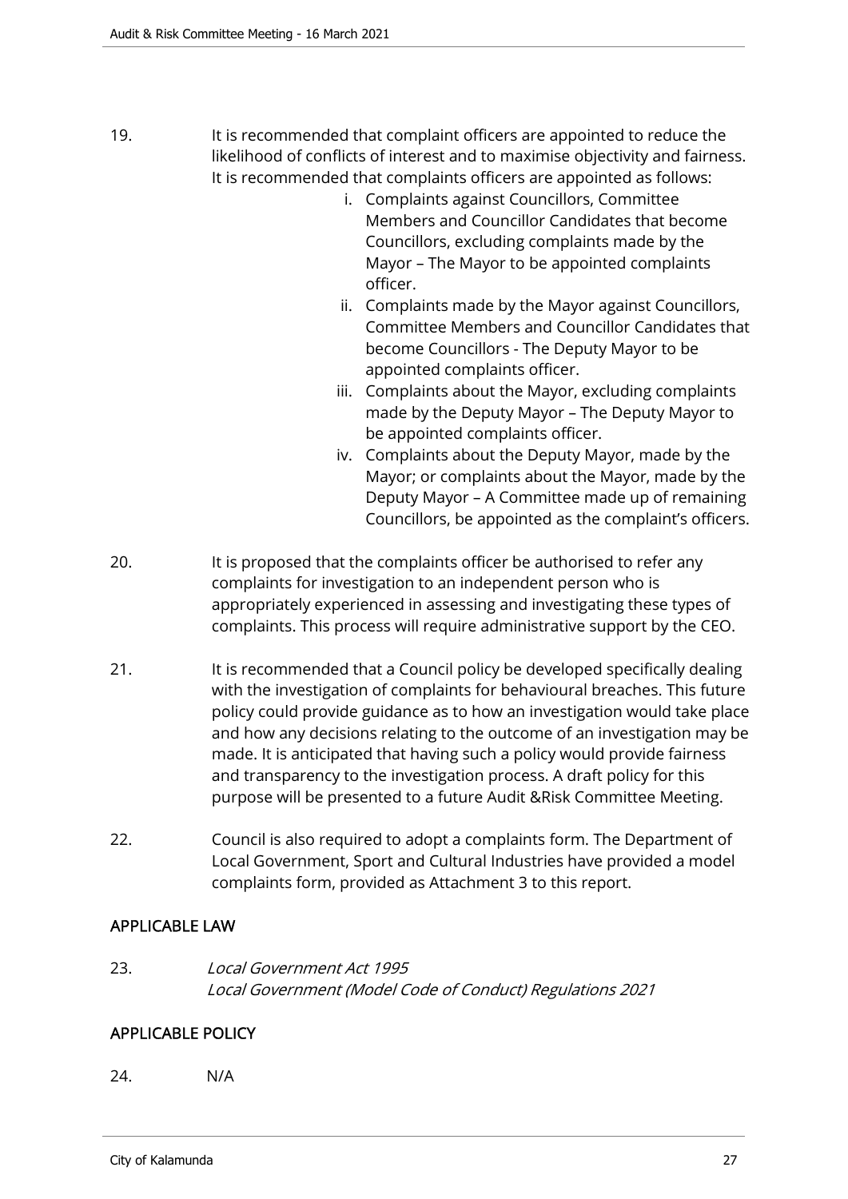19. It is recommended that complaint officers are appointed to reduce the likelihood of conflicts of interest and to maximise objectivity and fairness. It is recommended that complaints officers are appointed as follows:

    i. Complaints against Councillors, Committee Members and Councillor Candidates that become Councillors, excluding complaints made by the Mayor – The Mayor to be appointed complaints officer.
    ii. Complaints made by the Mayor against Councillors, Committee Members and Councillor Candidates that become Councillors - The Deputy Mayor to be appointed complaints officer.
    iii. Complaints about the Mayor, excluding complaints made by the Deputy Mayor – The Deputy Mayor to be appointed complaints officer.
    iv. Complaints about the Deputy Mayor, made by the Mayor; or complaints about the Mayor, made by the Deputy Mayor – A Committee made up of remaining Councillors, be appointed as the complaint's officers.

20. It is proposed that the complaints officer be authorised to refer any complaints for investigation to an independent person who is appropriately experienced in assessing and investigating these types of complaints. This process will require administrative support by the CEO.

21. It is recommended that a Council policy be developed specifically dealing with the investigation of complaints for behavioural breaches. This future policy could provide guidance as to how an investigation would take place and how any decisions relating to the outcome of an investigation may be made. It is anticipated that having such a policy would provide fairness and transparency to the investigation process. A draft policy for this purpose will be presented to a future Audit &Risk Committee Meeting.

22. Council is also required to adopt a complaints form. The Department of Local Government, Sport and Cultural Industries have provided a model complaints form, provided as Attachment 3 to this report.

## APPLICABLE LAW

23. *Local Government Act 1995*
    *Local Government (Model Code of Conduct) Regulations 2021*

## APPLICABLE POLICY

24. N/A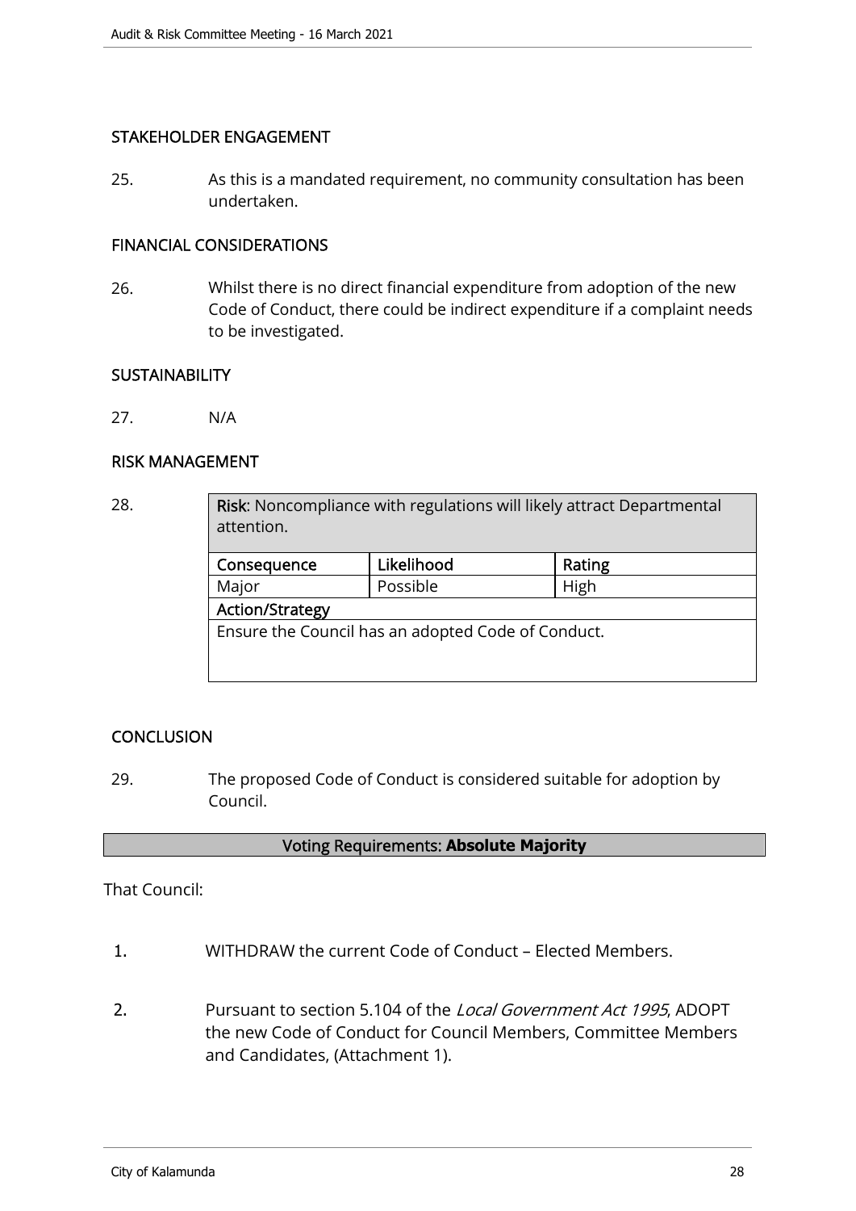## STAKEHOLDER ENGAGEMENT

25. As this is a mandated requirement, no community consultation has been undertaken.

## FINANCIAL CONSIDERATIONS

26. Whilst there is no direct financial expenditure from adoption of the new Code of Conduct, there could be indirect expenditure if a complaint needs to be investigated.

## SUSTAINABILITY

27. N/A

## RISK MANAGEMENT

28.

| **Risk**: Noncompliance with regulations will likely attract Departmental attention. | | |
|---|---|---|
| **Consequence** | **Likelihood** | **Rating** |
| Major | Possible | High |
| **Action/Strategy** | | |
| Ensure the Council has an adopted Code of Conduct. | | |

## CONCLUSION

29. The proposed Code of Conduct is considered suitable for adoption by Council.

**Voting Requirements: Absolute Majority**

That Council:

1. WITHDRAW the current Code of Conduct – Elected Members.

2. Pursuant to section 5.104 of the *Local Government Act 1995*, ADOPT the new Code of Conduct for Council Members, Committee Members and Candidates, (Attachment 1).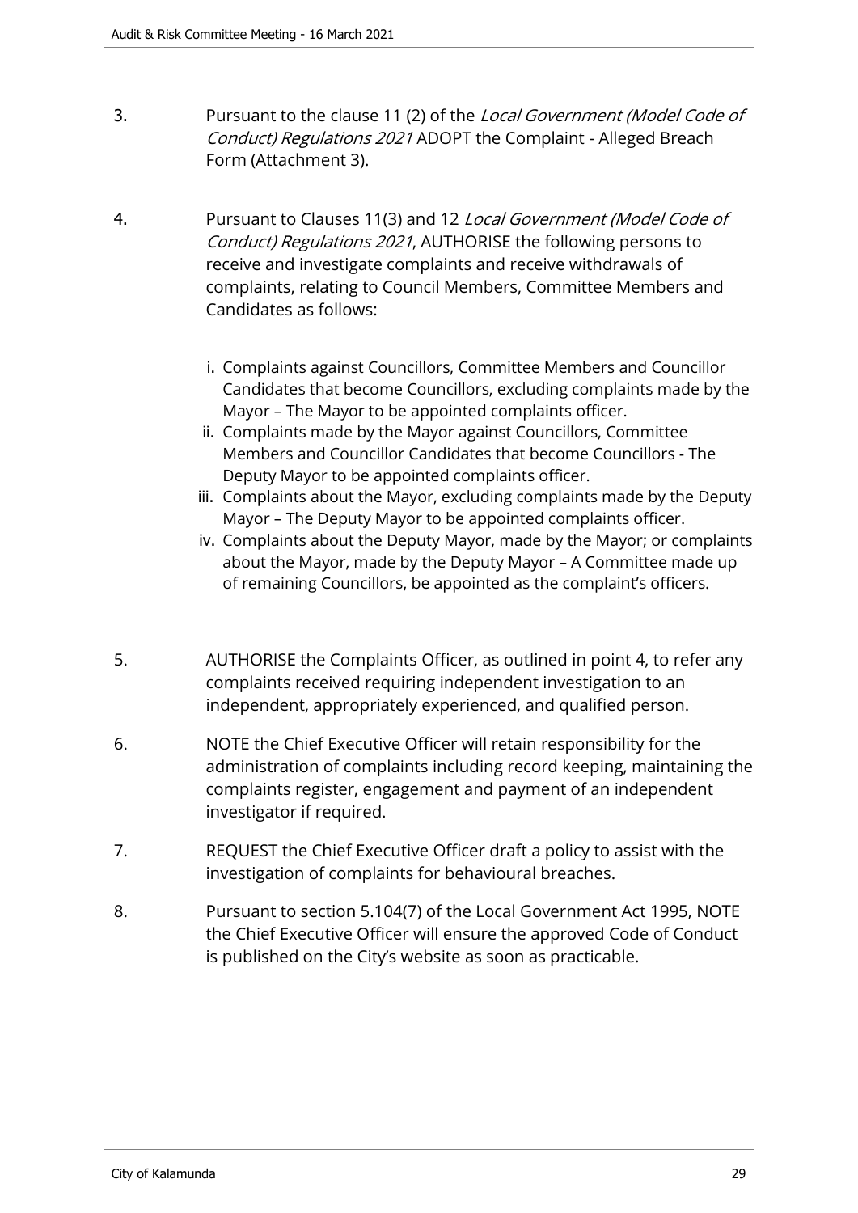3. Pursuant to the clause 11 (2) of the *Local Government (Model Code of Conduct) Regulations 2021* ADOPT the Complaint - Alleged Breach Form (Attachment 3).

4. Pursuant to Clauses 11(3) and 12 *Local Government (Model Code of Conduct) Regulations 2021*, AUTHORISE the following persons to receive and investigate complaints and receive withdrawals of complaints, relating to Council Members, Committee Members and Candidates as follows:

   i. Complaints against Councillors, Committee Members and Councillor Candidates that become Councillors, excluding complaints made by the Mayor – The Mayor to be appointed complaints officer.
   ii. Complaints made by the Mayor against Councillors, Committee Members and Councillor Candidates that become Councillors - The Deputy Mayor to be appointed complaints officer.
   iii. Complaints about the Mayor, excluding complaints made by the Deputy Mayor – The Deputy Mayor to be appointed complaints officer.
   iv. Complaints about the Deputy Mayor, made by the Mayor; or complaints about the Mayor, made by the Deputy Mayor – A Committee made up of remaining Councillors, be appointed as the complaint's officers.

5. AUTHORISE the Complaints Officer, as outlined in point 4, to refer any complaints received requiring independent investigation to an independent, appropriately experienced, and qualified person.

6. NOTE the Chief Executive Officer will retain responsibility for the administration of complaints including record keeping, maintaining the complaints register, engagement and payment of an independent investigator if required.

7. REQUEST the Chief Executive Officer draft a policy to assist with the investigation of complaints for behavioural breaches.

8. Pursuant to section 5.104(7) of the Local Government Act 1995, NOTE the Chief Executive Officer will ensure the approved Code of Conduct is published on the City's website as soon as practicable.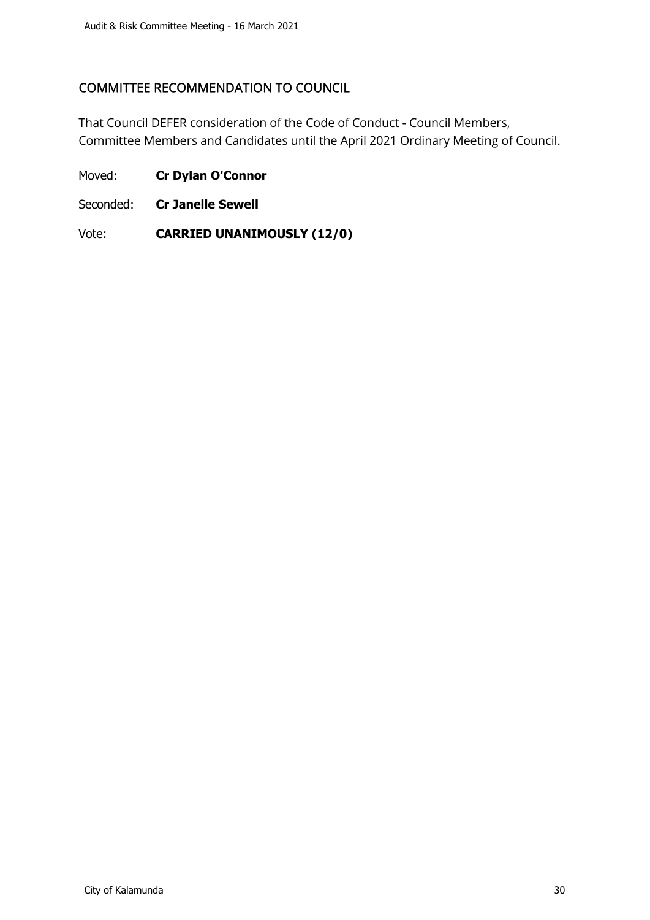## COMMITTEE RECOMMENDATION TO COUNCIL

That Council DEFER consideration of the Code of Conduct - Council Members, Committee Members and Candidates until the April 2021 Ordinary Meeting of Council.

Moved: **Cr Dylan O'Connor**

Seconded: **Cr Janelle Sewell**

Vote: **CARRIED UNANIMOUSLY (12/0)**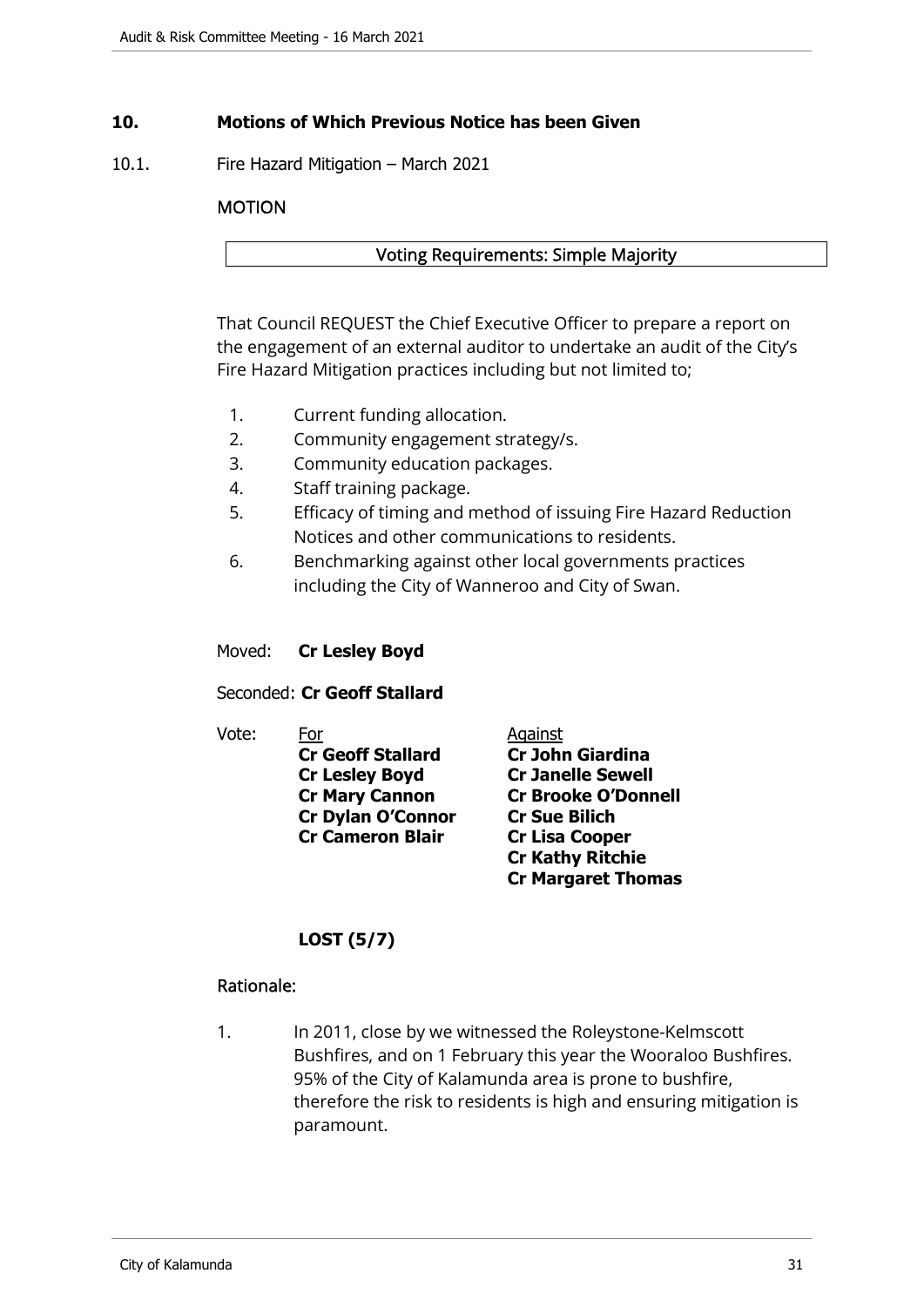## 10. Motions of Which Previous Notice has been Given

### 10.1. Fire Hazard Mitigation – March 2021

**MOTION**

| Voting Requirements: Simple Majority |
|---|

That Council REQUEST the Chief Executive Officer to prepare a report on the engagement of an external auditor to undertake an audit of the City's Fire Hazard Mitigation practices including but not limited to;

1. Current funding allocation.
2. Community engagement strategy/s.
3. Community education packages.
4. Staff training package.
5. Efficacy of timing and method of issuing Fire Hazard Reduction Notices and other communications to residents.
6. Benchmarking against other local governments practices including the City of Wanneroo and City of Swan.

Moved: **Cr Lesley Boyd**

Seconded: **Cr Geoff Stallard**

Vote:

| For | Against |
|---|---|
| **Cr Geoff Stallard** | **Cr John Giardina** |
| **Cr Lesley Boyd** | **Cr Janelle Sewell** |
| **Cr Mary Cannon** | **Cr Brooke O'Donnell** |
| **Cr Dylan O'Connor** | **Cr Sue Bilich** |
| **Cr Cameron Blair** | **Cr Lisa Cooper** |
| | **Cr Kathy Ritchie** |
| | **Cr Margaret Thomas** |

**LOST (5/7)**

**Rationale:**

1. In 2011, close by we witnessed the Roleystone-Kelmscott Bushfires, and on 1 February this year the Wooraloo Bushfires. 95% of the City of Kalamunda area is prone to bushfire, therefore the risk to residents is high and ensuring mitigation is paramount.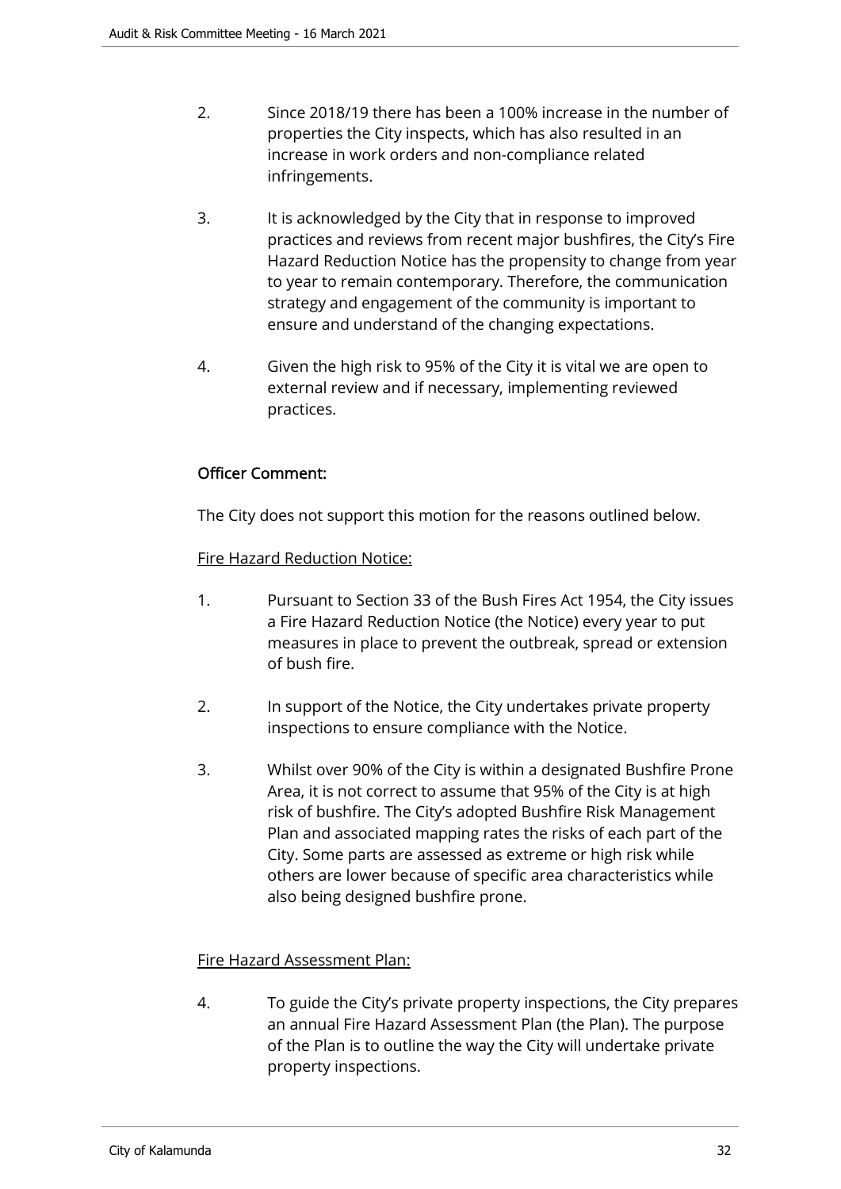2. Since 2018/19 there has been a 100% increase in the number of properties the City inspects, which has also resulted in an increase in work orders and non-compliance related infringements.

3. It is acknowledged by the City that in response to improved practices and reviews from recent major bushfires, the City's Fire Hazard Reduction Notice has the propensity to change from year to year to remain contemporary. Therefore, the communication strategy and engagement of the community is important to ensure and understand of the changing expectations.

4. Given the high risk to 95% of the City it is vital we are open to external review and if necessary, implementing reviewed practices.

**Officer Comment:**

The City does not support this motion for the reasons outlined below.

Fire Hazard Reduction Notice:

1. Pursuant to Section 33 of the Bush Fires Act 1954, the City issues a Fire Hazard Reduction Notice (the Notice) every year to put measures in place to prevent the outbreak, spread or extension of bush fire.

2. In support of the Notice, the City undertakes private property inspections to ensure compliance with the Notice.

3. Whilst over 90% of the City is within a designated Bushfire Prone Area, it is not correct to assume that 95% of the City is at high risk of bushfire. The City's adopted Bushfire Risk Management Plan and associated mapping rates the risks of each part of the City. Some parts are assessed as extreme or high risk while others are lower because of specific area characteristics while also being designed bushfire prone.

Fire Hazard Assessment Plan:

4. To guide the City's private property inspections, the City prepares an annual Fire Hazard Assessment Plan (the Plan). The purpose of the Plan is to outline the way the City will undertake private property inspections.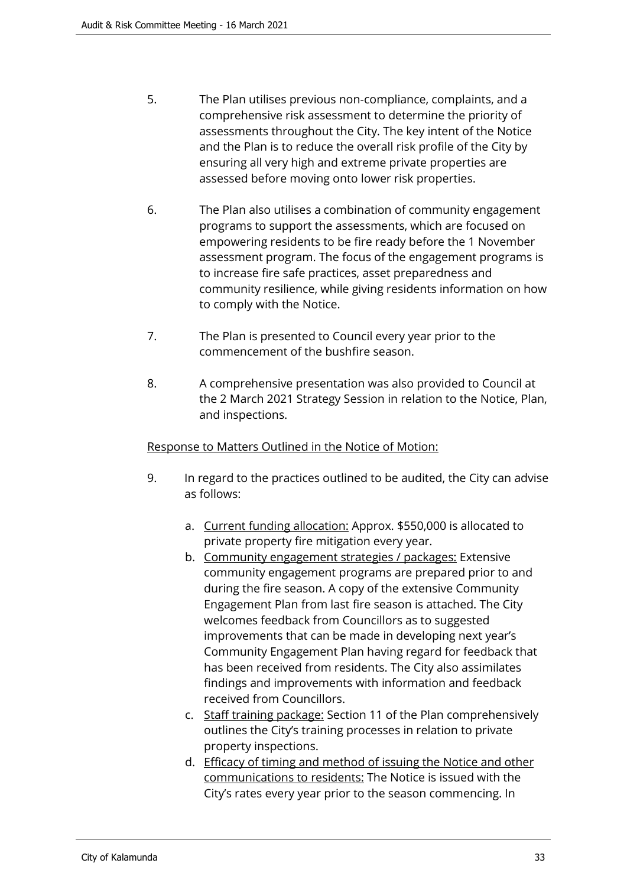5. The Plan utilises previous non-compliance, complaints, and a comprehensive risk assessment to determine the priority of assessments throughout the City. The key intent of the Notice and the Plan is to reduce the overall risk profile of the City by ensuring all very high and extreme private properties are assessed before moving onto lower risk properties.

6. The Plan also utilises a combination of community engagement programs to support the assessments, which are focused on empowering residents to be fire ready before the 1 November assessment program. The focus of the engagement programs is to increase fire safe practices, asset preparedness and community resilience, while giving residents information on how to comply with the Notice.

7. The Plan is presented to Council every year prior to the commencement of the bushfire season.

8. A comprehensive presentation was also provided to Council at the 2 March 2021 Strategy Session in relation to the Notice, Plan, and inspections.

<u>Response to Matters Outlined in the Notice of Motion:</u>

9. In regard to the practices outlined to be audited, the City can advise as follows:

   a. <u>Current funding allocation:</u> Approx. $550,000 is allocated to private property fire mitigation every year.
   b. <u>Community engagement strategies / packages:</u> Extensive community engagement programs are prepared prior to and during the fire season. A copy of the extensive Community Engagement Plan from last fire season is attached. The City welcomes feedback from Councillors as to suggested improvements that can be made in developing next year's Community Engagement Plan having regard for feedback that has been received from residents. The City also assimilates findings and improvements with information and feedback received from Councillors.
   c. <u>Staff training package:</u> Section 11 of the Plan comprehensively outlines the City's training processes in relation to private property inspections.
   d. <u>Efficacy of timing and method of issuing the Notice and other communications to residents:</u> The Notice is issued with the City's rates every year prior to the season commencing. In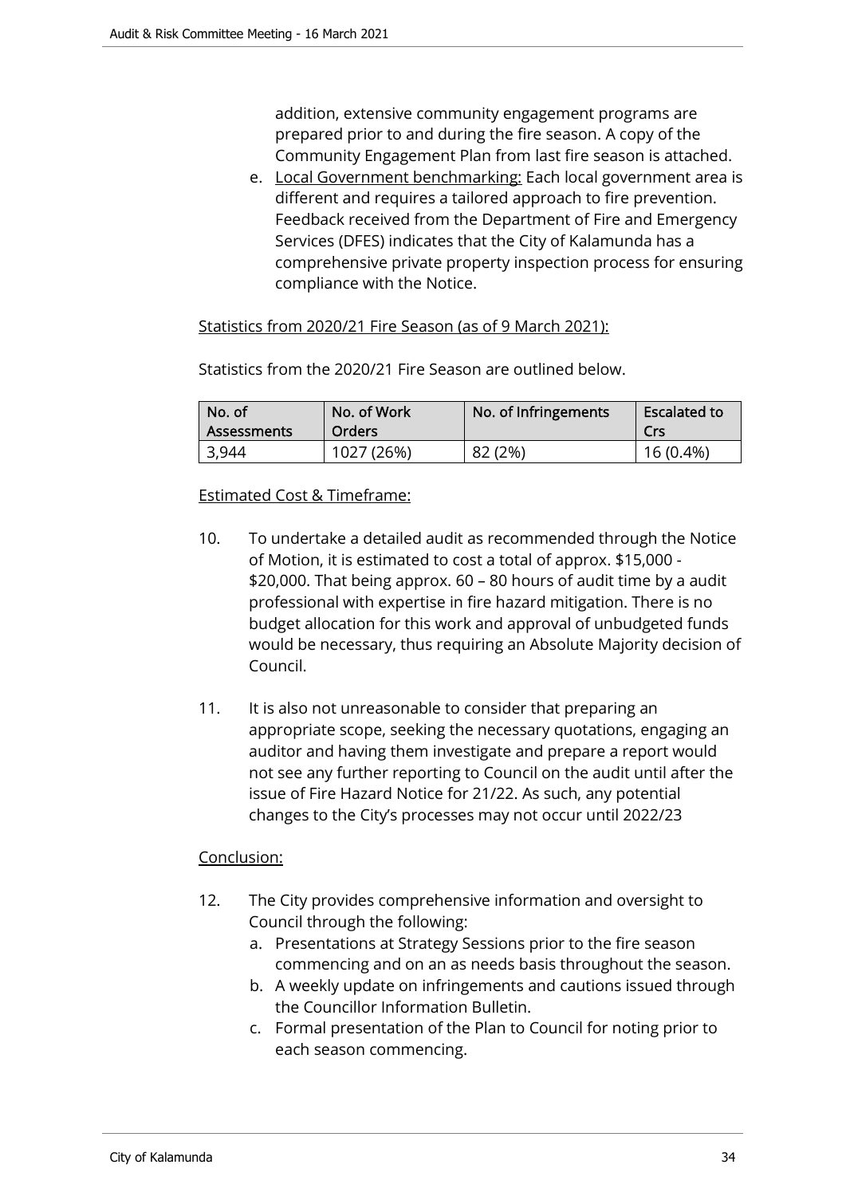addition, extensive community engagement programs are prepared prior to and during the fire season. A copy of the Community Engagement Plan from last fire season is attached.

e. <u>Local Government benchmarking:</u> Each local government area is different and requires a tailored approach to fire prevention. Feedback received from the Department of Fire and Emergency Services (DFES) indicates that the City of Kalamunda has a comprehensive private property inspection process for ensuring compliance with the Notice.

<u>Statistics from 2020/21 Fire Season (as of 9 March 2021):</u>

Statistics from the 2020/21 Fire Season are outlined below.

| No. of Assessments | No. of Work Orders | No. of Infringements | Escalated to Crs |
|---|---|---|---|
| 3,944 | 1027 (26%) | 82 (2%) | 16 (0.4%) |

<u>Estimated Cost & Timeframe:</u>

10. To undertake a detailed audit as recommended through the Notice of Motion, it is estimated to cost a total of approx. $15,000 - $20,000. That being approx. 60 – 80 hours of audit time by a audit professional with expertise in fire hazard mitigation. There is no budget allocation for this work and approval of unbudgeted funds would be necessary, thus requiring an Absolute Majority decision of Council.

11. It is also not unreasonable to consider that preparing an appropriate scope, seeking the necessary quotations, engaging an auditor and having them investigate and prepare a report would not see any further reporting to Council on the audit until after the issue of Fire Hazard Notice for 21/22. As such, any potential changes to the City's processes may not occur until 2022/23

<u>Conclusion:</u>

12. The City provides comprehensive information and oversight to Council through the following:
    a. Presentations at Strategy Sessions prior to the fire season commencing and on an as needs basis throughout the season.
    b. A weekly update on infringements and cautions issued through the Councillor Information Bulletin.
    c. Formal presentation of the Plan to Council for noting prior to each season commencing.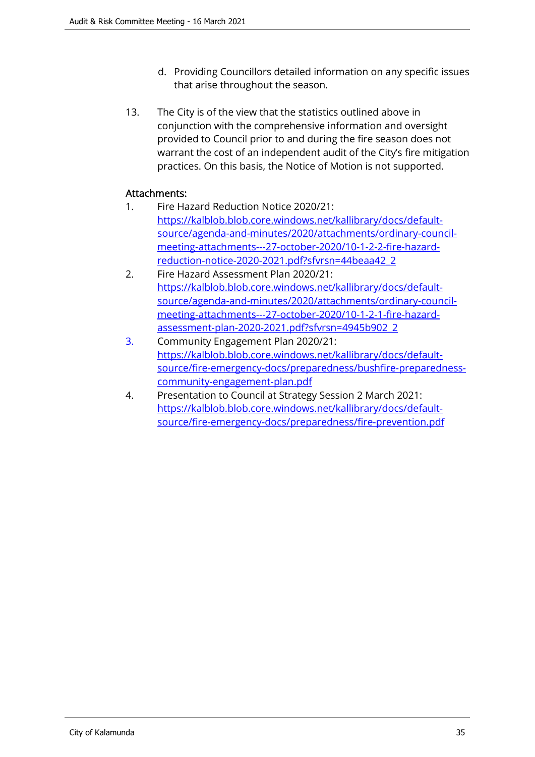d. Providing Councillors detailed information on any specific issues that arise throughout the season.

13. The City is of the view that the statistics outlined above in conjunction with the comprehensive information and oversight provided to Council prior to and during the fire season does not warrant the cost of an independent audit of the City's fire mitigation practices. On this basis, the Notice of Motion is not supported.

**Attachments:**

1. Fire Hazard Reduction Notice 2020/21: https://kalblob.blob.core.windows.net/kallibrary/docs/default-source/agenda-and-minutes/2020/attachments/ordinary-council-meeting-attachments---27-october-2020/10-1-2-2-fire-hazard-reduction-notice-2020-2021.pdf?sfvrsn=44beaa42_2
2. Fire Hazard Assessment Plan 2020/21: https://kalblob.blob.core.windows.net/kallibrary/docs/default-source/agenda-and-minutes/2020/attachments/ordinary-council-meeting-attachments---27-october-2020/10-1-2-1-fire-hazard-assessment-plan-2020-2021.pdf?sfvrsn=4945b902_2
3. Community Engagement Plan 2020/21: https://kalblob.blob.core.windows.net/kallibrary/docs/default-source/fire-emergency-docs/preparedness/bushfire-preparedness-community-engagement-plan.pdf
4. Presentation to Council at Strategy Session 2 March 2021: https://kalblob.blob.core.windows.net/kallibrary/docs/default-source/fire-emergency-docs/preparedness/fire-prevention.pdf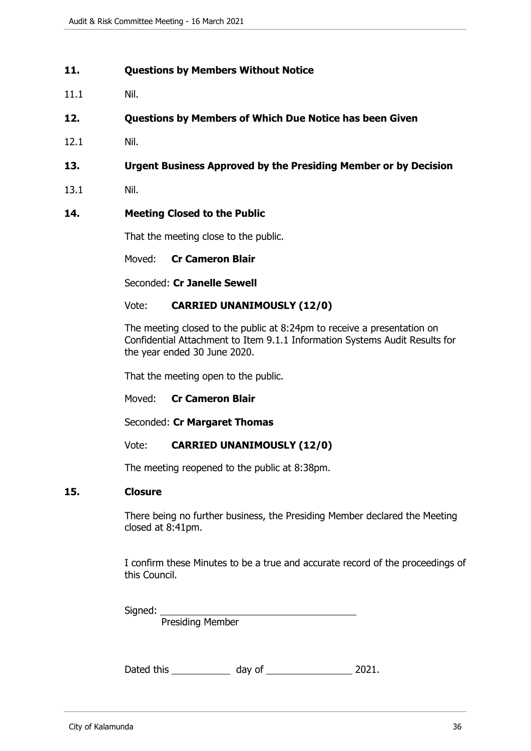## 11. Questions by Members Without Notice

11.1 Nil.

## 12. Questions by Members of Which Due Notice has been Given

12.1 Nil.

## 13. Urgent Business Approved by the Presiding Member or by Decision

13.1 Nil.

## 14. Meeting Closed to the Public

That the meeting close to the public.

Moved: **Cr Cameron Blair**

Seconded: **Cr Janelle Sewell**

Vote: **CARRIED UNANIMOUSLY (12/0)**

The meeting closed to the public at 8:24pm to receive a presentation on Confidential Attachment to Item 9.1.1 Information Systems Audit Results for the year ended 30 June 2020.

That the meeting open to the public.

Moved: **Cr Cameron Blair**

Seconded: **Cr Margaret Thomas**

Vote: **CARRIED UNANIMOUSLY (12/0)**

The meeting reopened to the public at 8:38pm.

## 15. Closure

There being no further business, the Presiding Member declared the Meeting closed at 8:41pm.

I confirm these Minutes to be a true and accurate record of the proceedings of this Council.

Signed: ______________________________
Presiding Member

Dated this __________ day of ______________ 2021.